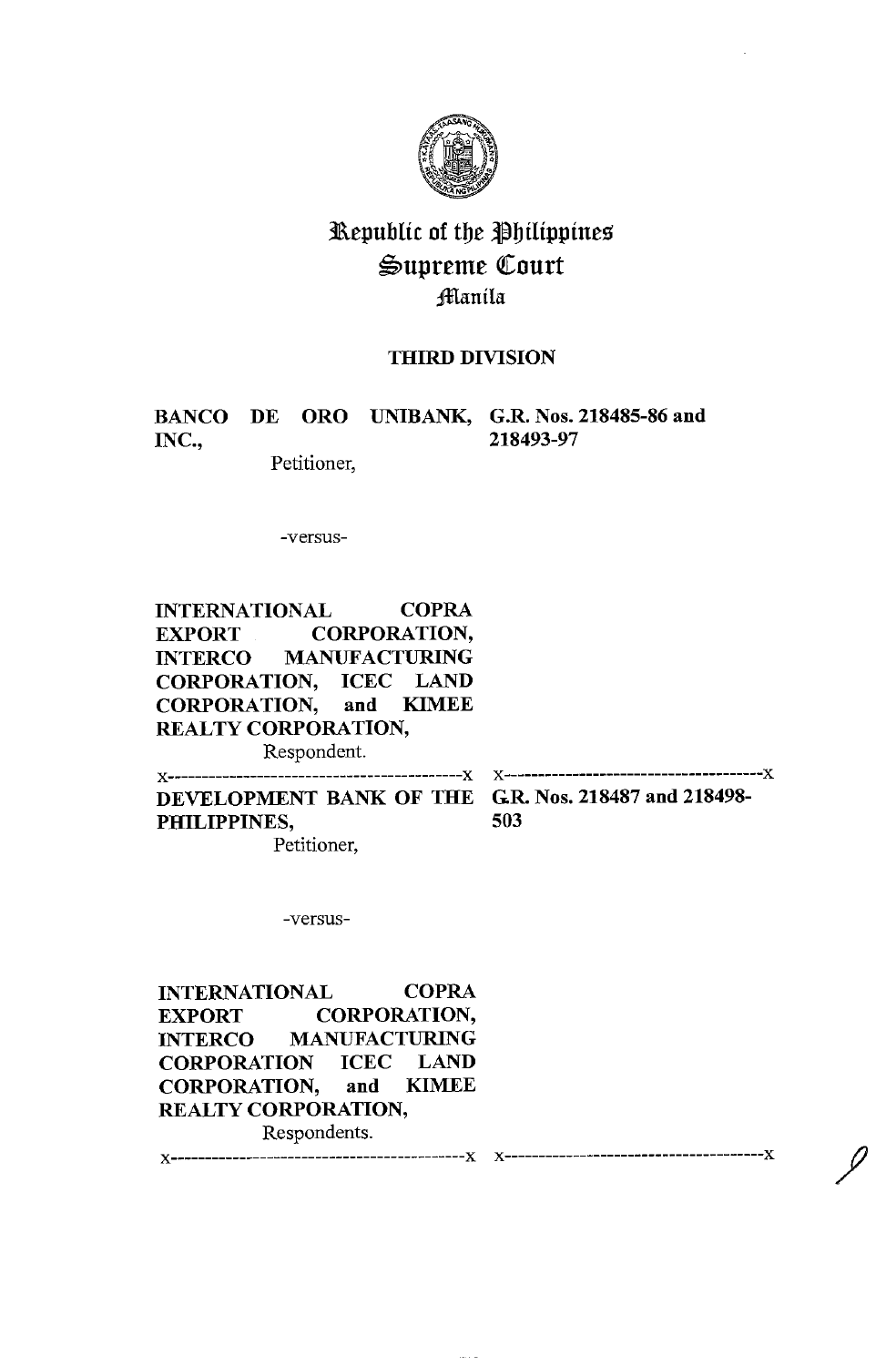# Republic of the Philippines
## Supreme Court
### Manila

**THIRD DIVISION**

**BANCO DE ORO UNIBANK, INC.,**
Petitioner,

**G.R. Nos. 218485-86 and 218493-97**

-versus-

**INTERNATIONAL COPRA EXPORT CORPORATION, INTERCO MANUFACTURING CORPORATION, ICEC LAND CORPORATION, and KIMEE REALTY CORPORATION,**
Respondent.

x-------------------------------------------x x-------------------------------------x

**DEVELOPMENT BANK OF THE PHILIPPINES,**
Petitioner,

**G.R. Nos. 218487 and 218498-503**

-versus-

**INTERNATIONAL COPRA EXPORT CORPORATION, INTERCO MANUFACTURING CORPORATION ICEC LAND CORPORATION, and KIMEE REALTY CORPORATION,**
Respondents.

x-------------------------------------------x x-------------------------------------x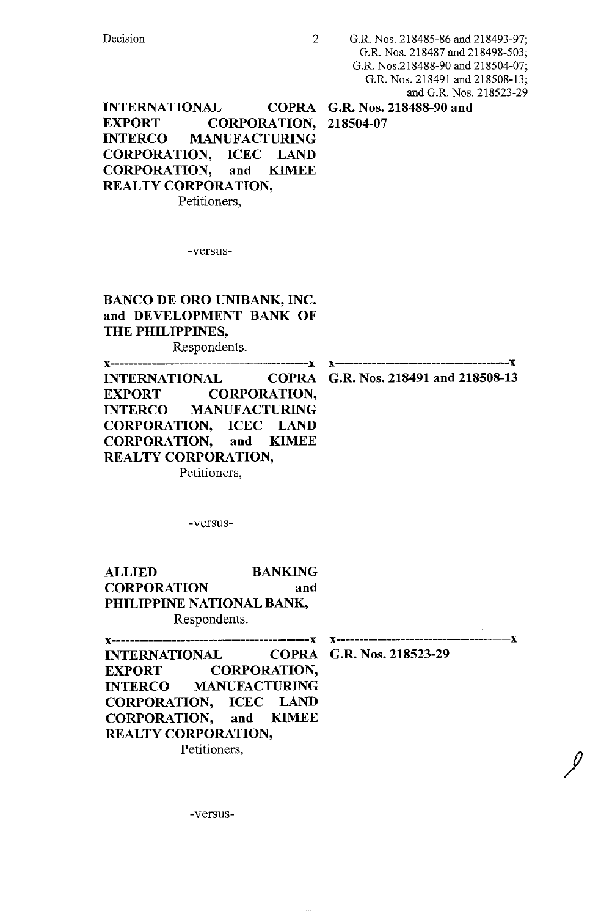**INTERNATIONAL COPRA EXPORT CORPORATION, INTERCO MANUFACTURING CORPORATION, ICEC LAND CORPORATION, and KIMEE REALTY CORPORATION,**
Petitioners,

**G.R. Nos. 218488-90 and 218504-07**

-versus-

**BANCO DE ORO UNIBANK, INC. and DEVELOPMENT BANK OF THE PHILIPPINES,**
Respondents.

x-------------------------------------------x x---------------------------------------x

**INTERNATIONAL COPRA EXPORT CORPORATION, INTERCO MANUFACTURING CORPORATION, ICEC LAND CORPORATION, and KIMEE REALTY CORPORATION,**
Petitioners,

**G.R. Nos. 218491 and 218508-13**

-versus-

**ALLIED BANKING CORPORATION and PHILIPPINE NATIONAL BANK,**
Respondents.

x-------------------------------------------x x---------------------------------------x

**INTERNATIONAL COPRA EXPORT CORPORATION, INTERCO MANUFACTURING CORPORATION, ICEC LAND CORPORATION, and KIMEE REALTY CORPORATION,**
Petitioners,

**G.R. Nos. 218523-29**

-versus-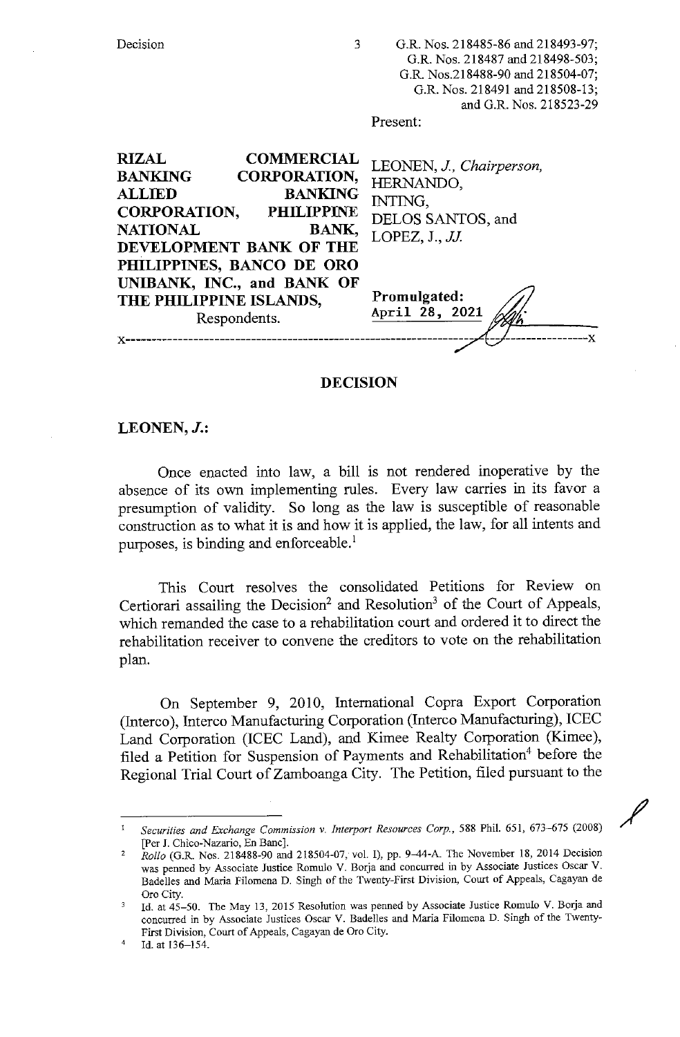RIZAL COMMERCIAL BANKING CORPORATION, ALLIED BANKING CORPORATION, PHILIPPINE NATIONAL BANK, DEVELOPMENT BANK OF THE PHILIPPINES, BANCO DE ORO UNIBANK, INC., and BANK OF THE PHILIPPINE ISLANDS,
Respondents.

Present:

LEONEN, *J., Chairperson*,
HERNANDO,
INTING,
DELOS SANTOS, and
LOPEZ, J., *JJ.*

**Promulgated:**
April 28, 2021

x-----------------------------------------------------------------------------------x

## DECISION

**LEONEN, *J.*:**

Once enacted into law, a bill is not rendered inoperative by the absence of its own implementing rules. Every law carries in its favor a presumption of validity. So long as the law is susceptible of reasonable construction as to what it is and how it is applied, the law, for all intents and purposes, is binding and enforceable.[1]

This Court resolves the consolidated Petitions for Review on Certiorari assailing the Decision[2] and Resolution[3] of the Court of Appeals, which remanded the case to a rehabilitation court and ordered it to direct the rehabilitation receiver to convene the creditors to vote on the rehabilitation plan.

On September 9, 2010, International Copra Export Corporation (Interco), Interco Manufacturing Corporation (Interco Manufacturing), ICEC Land Corporation (ICEC Land), and Kimee Realty Corporation (Kimee), filed a Petition for Suspension of Payments and Rehabilitation[4] before the Regional Trial Court of Zamboanga City. The Petition, filed pursuant to the

---

[1] *Securities and Exchange Commission v. Interport Resources Corp.*, 588 Phil. 651, 673–675 (2008) [Per J. Chico-Nazario, En Banc].

[2] *Rollo* (G.R. Nos. 218488-90 and 218504-07, vol. I), pp. 9–44-A. The November 18, 2014 Decision was penned by Associate Justice Romulo V. Borja and concurred in by Associate Justices Oscar V. Badelles and Maria Filomena D. Singh of the Twenty-First Division, Court of Appeals, Cagayan de Oro City.

[3] Id. at 45–50. The May 13, 2015 Resolution was penned by Associate Justice Romulo V. Borja and concurred in by Associate Justices Oscar V. Badelles and Maria Filomena D. Singh of the Twenty-First Division, Court of Appeals, Cagayan de Oro City.

[4] Id. at 136–154.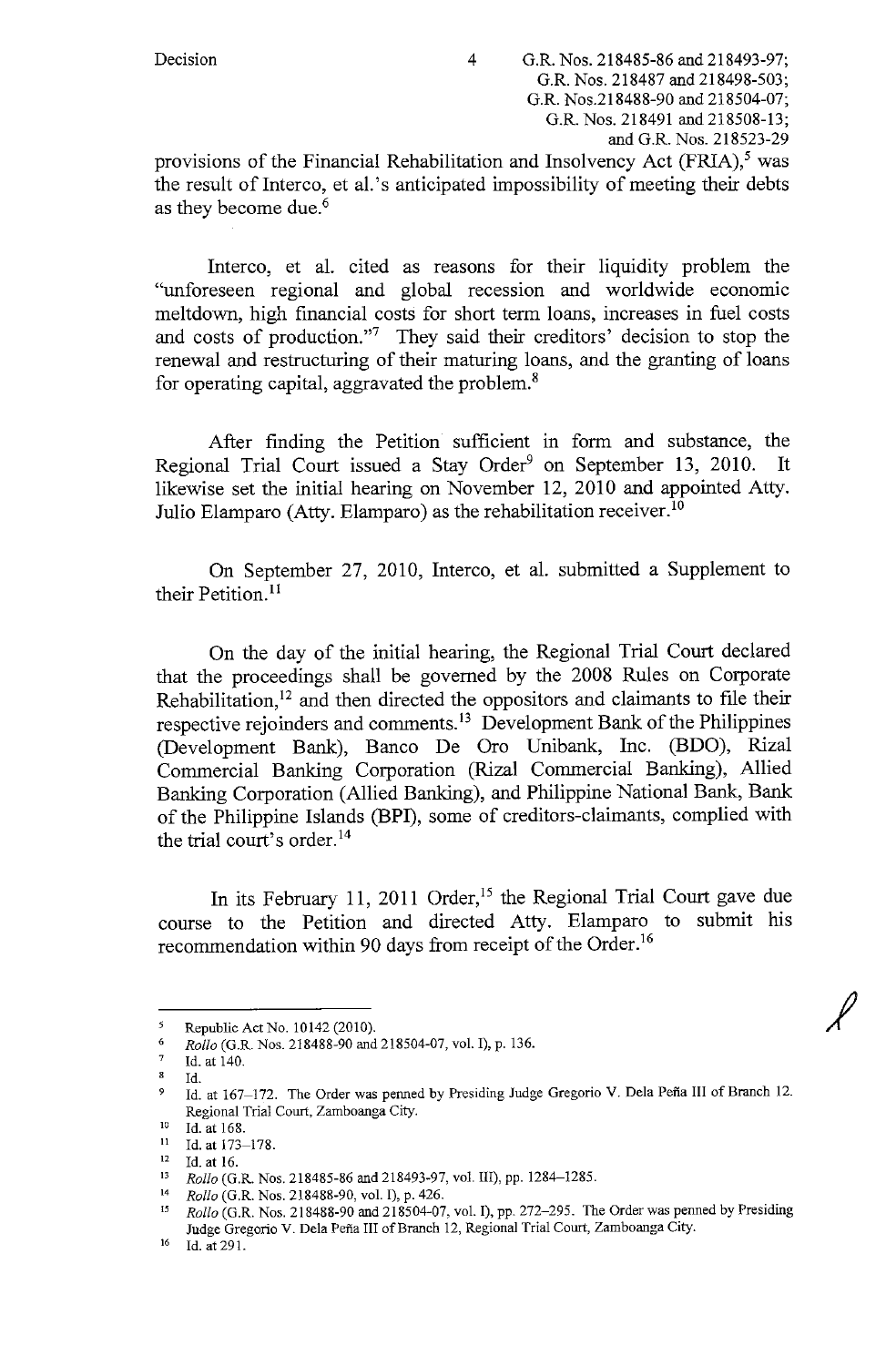provisions of the Financial Rehabilitation and Insolvency Act (FRIA),[5] was the result of Interco, et al.'s anticipated impossibility of meeting their debts as they become due.[6]

Interco, et al. cited as reasons for their liquidity problem the "unforeseen regional and global recession and worldwide economic meltdown, high financial costs for short term loans, increases in fuel costs and costs of production."[7] They said their creditors' decision to stop the renewal and restructuring of their maturing loans, and the granting of loans for operating capital, aggravated the problem.[8]

After finding the Petition sufficient in form and substance, the Regional Trial Court issued a Stay Order[9] on September 13, 2010. It likewise set the initial hearing on November 12, 2010 and appointed Atty. Julio Elamparo (Atty. Elamparo) as the rehabilitation receiver.[10]

On September 27, 2010, Interco, et al. submitted a Supplement to their Petition.[11]

On the day of the initial hearing, the Regional Trial Court declared that the proceedings shall be governed by the 2008 Rules on Corporate Rehabilitation,[12] and then directed the oppositors and claimants to file their respective rejoinders and comments.[13] Development Bank of the Philippines (Development Bank), Banco De Oro Unibank, Inc. (BDO), Rizal Commercial Banking Corporation (Rizal Commercial Banking), Allied Banking Corporation (Allied Banking), and Philippine National Bank, Bank of the Philippine Islands (BPI), some of creditors-claimants, complied with the trial court's order.[14]

In its February 11, 2011 Order,[15] the Regional Trial Court gave due course to the Petition and directed Atty. Elamparo to submit his recommendation within 90 days from receipt of the Order.[16]

---

[5] Republic Act No. 10142 (2010).

[6] *Rollo* (G.R. Nos. 218488-90 and 218504-07, vol. I), p. 136.

[7] Id. at 140.

[8] Id.

[9] Id. at 167–172. The Order was penned by Presiding Judge Gregorio V. Dela Peña III of Branch 12, Regional Trial Court, Zamboanga City.

[10] Id. at 168.

[11] Id. at 173–178.

[12] Id. at 16.

[13] *Rollo* (G.R. Nos. 218485-86 and 218493-97, vol. III), pp. 1284–1285.

[14] *Rollo* (G.R. Nos. 218488-90, vol. I), p. 426.

[15] *Rollo* (G.R. Nos. 218488-90 and 218504-07, vol. I), pp. 272–295. The Order was penned by Presiding Judge Gregorio V. Dela Peña III of Branch 12, Regional Trial Court, Zamboanga City.

[16] Id. at 291.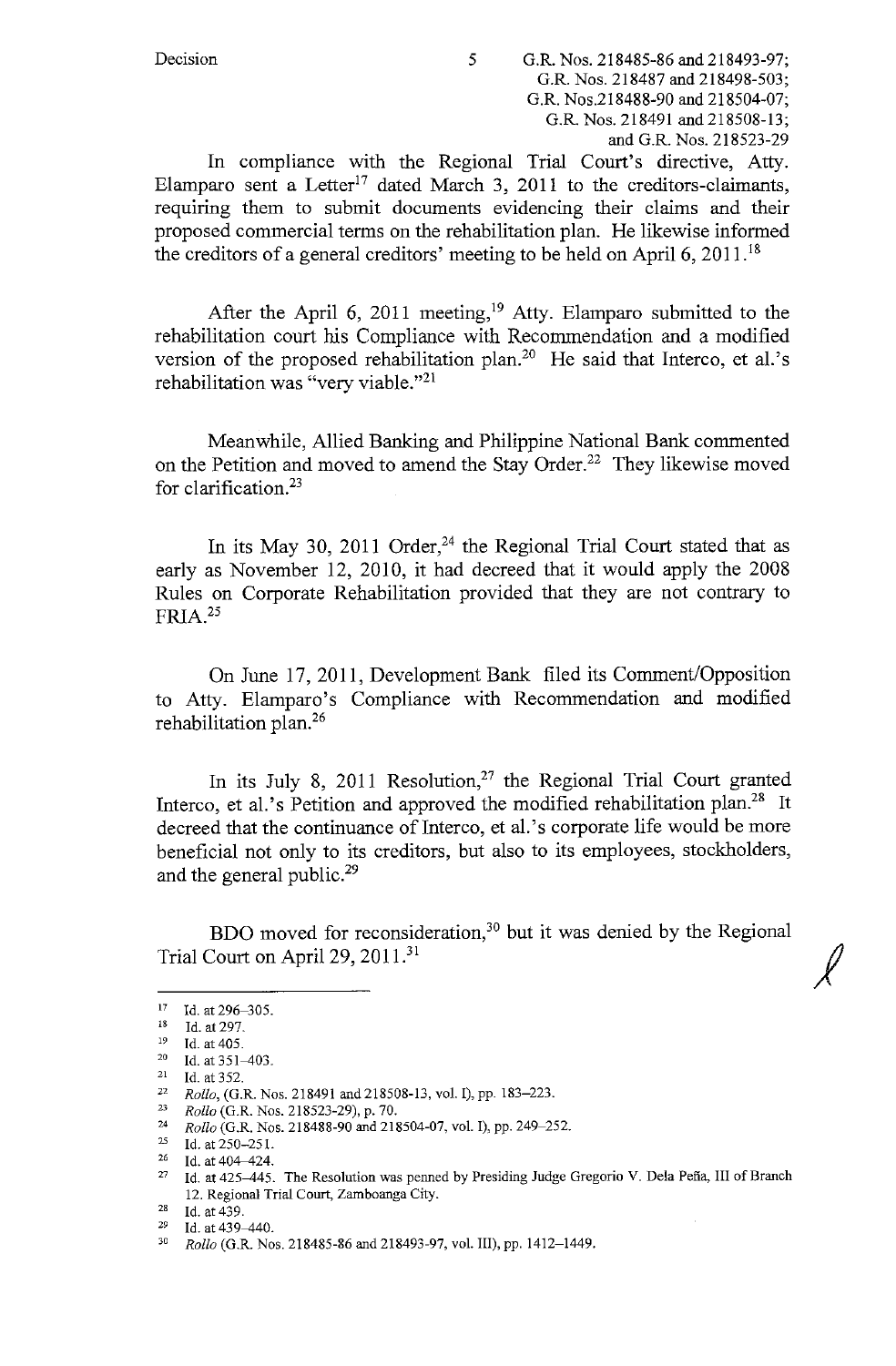In compliance with the Regional Trial Court's directive, Atty. Elamparo sent a Letter[17] dated March 3, 2011 to the creditors-claimants, requiring them to submit documents evidencing their claims and their proposed commercial terms on the rehabilitation plan. He likewise informed the creditors of a general creditors' meeting to be held on April 6, 2011.[18]

After the April 6, 2011 meeting,[19] Atty. Elamparo submitted to the rehabilitation court his Compliance with Recommendation and a modified version of the proposed rehabilitation plan.[20] He said that Interco, et al.'s rehabilitation was "very viable."[21]

Meanwhile, Allied Banking and Philippine National Bank commented on the Petition and moved to amend the Stay Order.[22] They likewise moved for clarification.[23]

In its May 30, 2011 Order,[24] the Regional Trial Court stated that as early as November 12, 2010, it had decreed that it would apply the 2008 Rules on Corporate Rehabilitation provided that they are not contrary to FRIA.[25]

On June 17, 2011, Development Bank filed its Comment/Opposition to Atty. Elamparo's Compliance with Recommendation and modified rehabilitation plan.[26]

In its July 8, 2011 Resolution,[27] the Regional Trial Court granted Interco, et al.'s Petition and approved the modified rehabilitation plan.[28] It decreed that the continuance of Interco, et al.'s corporate life would be more beneficial not only to its creditors, but also to its employees, stockholders, and the general public.[29]

BDO moved for reconsideration,[30] but it was denied by the Regional Trial Court on April 29, 2011.[31]

---

[17] Id. at 296–305.
[18] Id. at 297.
[19] Id. at 405.
[20] Id. at 351–403.
[21] Id. at 352.
[22] *Rollo*, (G.R. Nos. 218491 and 218508-13, vol. I), pp. 183–223.
[23] *Rollo* (G.R. Nos. 218523-29), p. 70.
[24] *Rollo* (G.R. Nos. 218488-90 and 218504-07, vol. I), pp. 249–252.
[25] Id. at 250–251.
[26] Id. at 404–424.
[27] Id. at 425–445. The Resolution was penned by Presiding Judge Gregorio V. Dela Peña, III of Branch 12, Regional Trial Court, Zamboanga City.
[28] Id. at 439.
[29] Id. at 439–440.
[30] *Rollo* (G.R. Nos. 218485-86 and 218493-97, vol. III), pp. 1412–1449.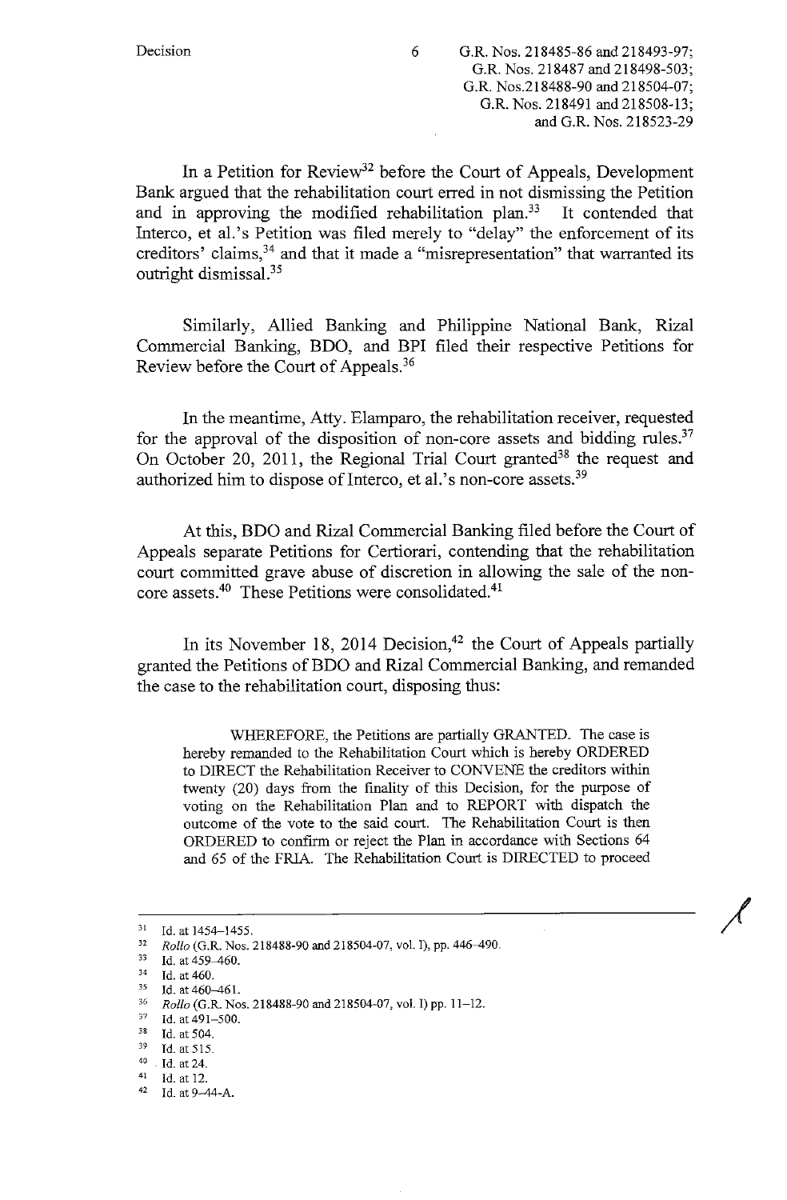In a Petition for Review[32] before the Court of Appeals, Development Bank argued that the rehabilitation court erred in not dismissing the Petition and in approving the modified rehabilitation plan.[33] It contended that Interco, et al.'s Petition was filed merely to "delay" the enforcement of its creditors' claims,[34] and that it made a "misrepresentation" that warranted its outright dismissal.[35]

Similarly, Allied Banking and Philippine National Bank, Rizal Commercial Banking, BDO, and BPI filed their respective Petitions for Review before the Court of Appeals.[36]

In the meantime, Atty. Elamparo, the rehabilitation receiver, requested for the approval of the disposition of non-core assets and bidding rules.[37] On October 20, 2011, the Regional Trial Court granted[38] the request and authorized him to dispose of Interco, et al.'s non-core assets.[39]

At this, BDO and Rizal Commercial Banking filed before the Court of Appeals separate Petitions for Certiorari, contending that the rehabilitation court committed grave abuse of discretion in allowing the sale of the non-core assets.[40] These Petitions were consolidated.[41]

In its November 18, 2014 Decision,[42] the Court of Appeals partially granted the Petitions of BDO and Rizal Commercial Banking, and remanded the case to the rehabilitation court, disposing thus:

> WHEREFORE, the Petitions are partially GRANTED. The case is hereby remanded to the Rehabilitation Court which is hereby ORDERED to DIRECT the Rehabilitation Receiver to CONVENE the creditors within twenty (20) days from the finality of this Decision, for the purpose of voting on the Rehabilitation Plan and to REPORT with dispatch the outcome of the vote to the said court. The Rehabilitation Court is then ORDERED to confirm or reject the Plan in accordance with Sections 64 and 65 of the FRIA. The Rehabilitation Court is DIRECTED to proceed

---

[31] Id. at 1454–1455.
[32] *Rollo* (G.R. Nos. 218488-90 and 218504-07, vol. I), pp. 446–490.
[33] Id. at 459–460.
[34] Id. at 460.
[35] Id. at 460–461.
[36] *Rollo* (G.R. Nos. 218488-90 and 218504-07, vol. I) pp. 11–12.
[37] Id. at 491–500.
[38] Id. at 504.
[39] Id. at 515.
[40] Id. at 24.
[41] Id. at 12.
[42] Id. at 9–44-A.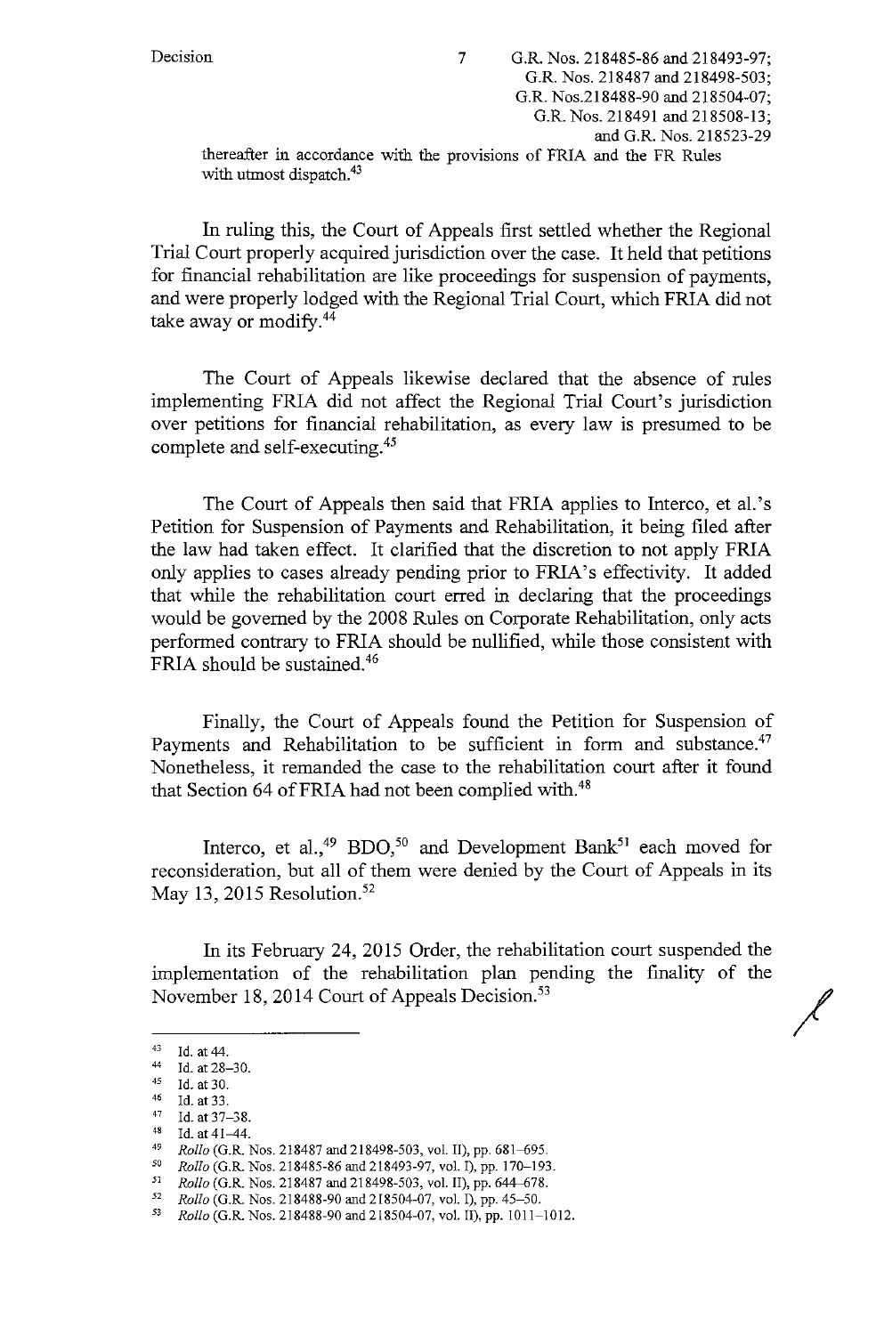thereafter in accordance with the provisions of FRIA and the FR Rules with utmost dispatch.[43]

In ruling this, the Court of Appeals first settled whether the Regional Trial Court properly acquired jurisdiction over the case. It held that petitions for financial rehabilitation are like proceedings for suspension of payments, and were properly lodged with the Regional Trial Court, which FRIA did not take away or modify.[44]

The Court of Appeals likewise declared that the absence of rules implementing FRIA did not affect the Regional Trial Court's jurisdiction over petitions for financial rehabilitation, as every law is presumed to be complete and self-executing.[45]

The Court of Appeals then said that FRIA applies to Interco, et al.'s Petition for Suspension of Payments and Rehabilitation, it being filed after the law had taken effect. It clarified that the discretion to not apply FRIA only applies to cases already pending prior to FRIA's effectivity. It added that while the rehabilitation court erred in declaring that the proceedings would be governed by the 2008 Rules on Corporate Rehabilitation, only acts performed contrary to FRIA should be nullified, while those consistent with FRIA should be sustained.[46]

Finally, the Court of Appeals found the Petition for Suspension of Payments and Rehabilitation to be sufficient in form and substance.[47] Nonetheless, it remanded the case to the rehabilitation court after it found that Section 64 of FRIA had not been complied with.[48]

Interco, et al.,[49] BDO,[50] and Development Bank[51] each moved for reconsideration, but all of them were denied by the Court of Appeals in its May 13, 2015 Resolution.[52]

In its February 24, 2015 Order, the rehabilitation court suspended the implementation of the rehabilitation plan pending the finality of the November 18, 2014 Court of Appeals Decision.[53]

---

[43] Id. at 44.
[44] Id. at 28–30.
[45] Id. at 30.
[46] Id. at 33.
[47] Id. at 37–38.
[48] Id. at 41–44.
[49] *Rollo* (G.R. Nos. 218487 and 218498-503, vol. II), pp. 681–695.
[50] *Rollo* (G.R. Nos. 218485-86 and 218493-97, vol. I), pp. 170–193.
[51] *Rollo* (G.R. Nos. 218487 and 218498-503, vol. II), pp. 644–678.
[52] *Rollo* (G.R. Nos. 218488-90 and 218504-07, vol. I), pp. 45–50.
[53] *Rollo* (G.R. Nos. 218488-90 and 218504-07, vol. II), pp. 1011–1012.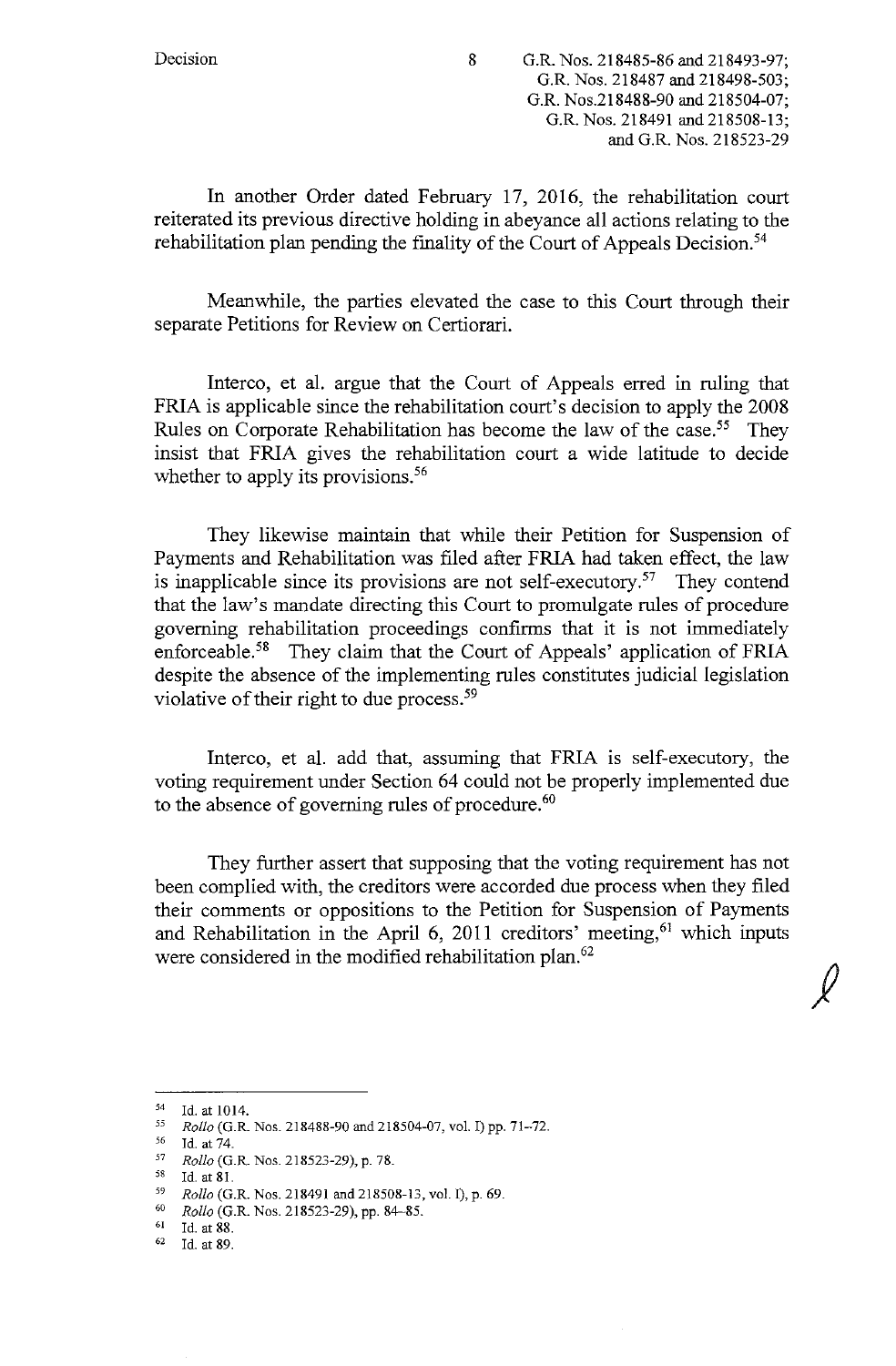In another Order dated February 17, 2016, the rehabilitation court reiterated its previous directive holding in abeyance all actions relating to the rehabilitation plan pending the finality of the Court of Appeals Decision.[54]

Meanwhile, the parties elevated the case to this Court through their separate Petitions for Review on Certiorari.

Interco, et al. argue that the Court of Appeals erred in ruling that FRIA is applicable since the rehabilitation court's decision to apply the 2008 Rules on Corporate Rehabilitation has become the law of the case.[55] They insist that FRIA gives the rehabilitation court a wide latitude to decide whether to apply its provisions.[56]

They likewise maintain that while their Petition for Suspension of Payments and Rehabilitation was filed after FRIA had taken effect, the law is inapplicable since its provisions are not self-executory.[57] They contend that the law's mandate directing this Court to promulgate rules of procedure governing rehabilitation proceedings confirms that it is not immediately enforceable.[58] They claim that the Court of Appeals' application of FRIA despite the absence of the implementing rules constitutes judicial legislation violative of their right to due process.[59]

Interco, et al. add that, assuming that FRIA is self-executory, the voting requirement under Section 64 could not be properly implemented due to the absence of governing rules of procedure.[60]

They further assert that supposing that the voting requirement has not been complied with, the creditors were accorded due process when they filed their comments or oppositions to the Petition for Suspension of Payments and Rehabilitation in the April 6, 2011 creditors' meeting,[61] which inputs were considered in the modified rehabilitation plan.[62]

---

[54] Id. at 1014.
[55] *Rollo* (G.R. Nos. 218488-90 and 218504-07, vol. I) pp. 71–72.
[56] Id. at 74.
[57] *Rollo* (G.R. Nos. 218523-29), p. 78.
[58] Id. at 81.
[59] *Rollo* (G.R. Nos. 218491 and 218508-13, vol. I), p. 69.
[60] *Rollo* (G.R. Nos. 218523-29), pp. 84–85.
[61] Id. at 88.
[62] Id. at 89.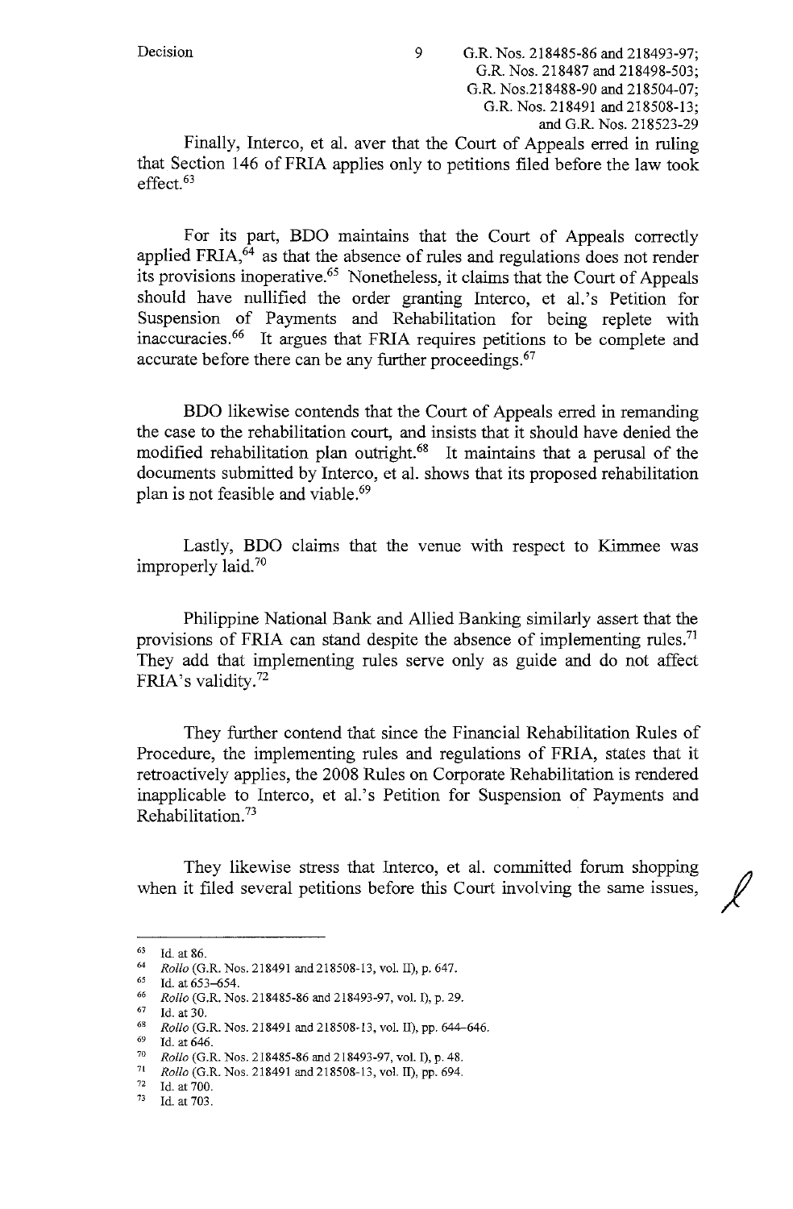Finally, Interco, et al. aver that the Court of Appeals erred in ruling that Section 146 of FRIA applies only to petitions filed before the law took effect.[63]

For its part, BDO maintains that the Court of Appeals correctly applied FRIA,[64] as that the absence of rules and regulations does not render its provisions inoperative.[65] Nonetheless, it claims that the Court of Appeals should have nullified the order granting Interco, et al.'s Petition for Suspension of Payments and Rehabilitation for being replete with inaccuracies.[66] It argues that FRIA requires petitions to be complete and accurate before there can be any further proceedings.[67]

BDO likewise contends that the Court of Appeals erred in remanding the case to the rehabilitation court, and insists that it should have denied the modified rehabilitation plan outright.[68] It maintains that a perusal of the documents submitted by Interco, et al. shows that its proposed rehabilitation plan is not feasible and viable.[69]

Lastly, BDO claims that the venue with respect to Kimmee was improperly laid.[70]

Philippine National Bank and Allied Banking similarly assert that the provisions of FRIA can stand despite the absence of implementing rules.[71] They add that implementing rules serve only as guide and do not affect FRIA's validity.[72]

They further contend that since the Financial Rehabilitation Rules of Procedure, the implementing rules and regulations of FRIA, states that it retroactively applies, the 2008 Rules on Corporate Rehabilitation is rendered inapplicable to Interco, et al.'s Petition for Suspension of Payments and Rehabilitation.[73]

They likewise stress that Interco, et al. committed forum shopping when it filed several petitions before this Court involving the same issues,

---

[63] Id. at 86.
[64] *Rollo* (G.R. Nos. 218491 and 218508-13, vol. II), p. 647.
[65] Id. at 653–654.
[66] *Rollo* (G.R. Nos. 218485-86 and 218493-97, vol. I), p. 29.
[67] Id. at 30.
[68] *Rollo* (G.R. Nos. 218491 and 218508-13, vol. II), pp. 644–646.
[69] Id. at 646.
[70] *Rollo* (G.R. Nos. 218485-86 and 218493-97, vol. I), p. 48.
[71] *Rollo* (G.R. Nos. 218491 and 218508-13, vol. II), pp. 694.
[72] Id. at 700.
[73] Id. at 703.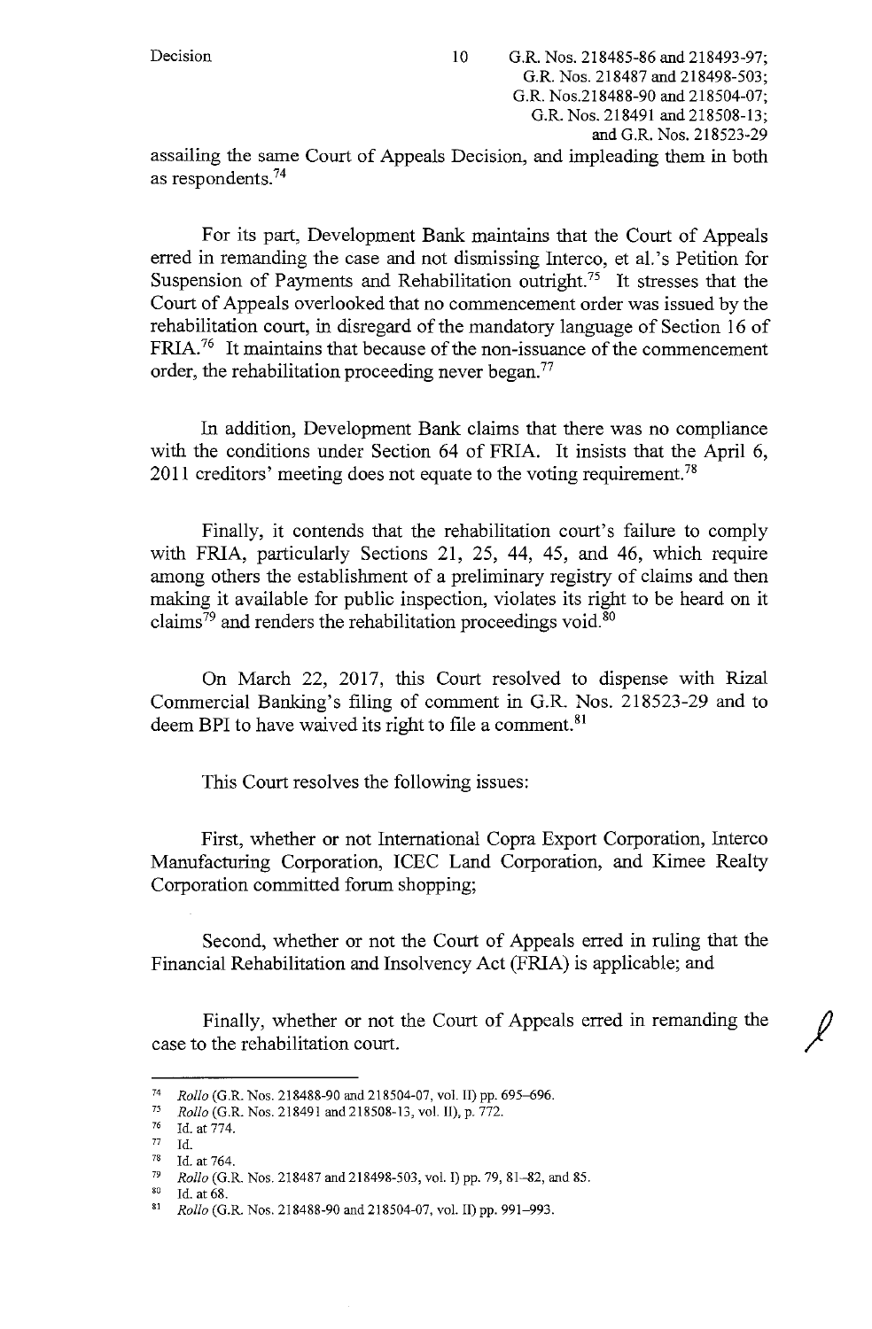assailing the same Court of Appeals Decision, and impleading them in both as respondents.[74]

For its part, Development Bank maintains that the Court of Appeals erred in remanding the case and not dismissing Interco, et al.'s Petition for Suspension of Payments and Rehabilitation outright.[75] It stresses that the Court of Appeals overlooked that no commencement order was issued by the rehabilitation court, in disregard of the mandatory language of Section 16 of FRIA.[76] It maintains that because of the non-issuance of the commencement order, the rehabilitation proceeding never began.[77]

In addition, Development Bank claims that there was no compliance with the conditions under Section 64 of FRIA. It insists that the April 6, 2011 creditors' meeting does not equate to the voting requirement.[78]

Finally, it contends that the rehabilitation court's failure to comply with FRIA, particularly Sections 21, 25, 44, 45, and 46, which require among others the establishment of a preliminary registry of claims and then making it available for public inspection, violates its right to be heard on it claims[79] and renders the rehabilitation proceedings void.[80]

On March 22, 2017, this Court resolved to dispense with Rizal Commercial Banking's filing of comment in G.R. Nos. 218523-29 and to deem BPI to have waived its right to file a comment.[81]

This Court resolves the following issues:

First, whether or not International Copra Export Corporation, Interco Manufacturing Corporation, ICEC Land Corporation, and Kimee Realty Corporation committed forum shopping;

Second, whether or not the Court of Appeals erred in ruling that the Financial Rehabilitation and Insolvency Act (FRIA) is applicable; and

Finally, whether or not the Court of Appeals erred in remanding the case to the rehabilitation court.

---

[74] *Rollo* (G.R. Nos. 218488-90 and 218504-07, vol. II) pp. 695–696.

[75] *Rollo* (G.R. Nos. 218491 and 218508-13, vol. II), p. 772.

[76] Id. at 774.

[77] Id.

[78] Id. at 764.

[79] *Rollo* (G.R. Nos. 218487 and 218498-503, vol. I) pp. 79, 81–82, and 85.

[80] Id. at 68.

[81] *Rollo* (G.R. Nos. 218488-90 and 218504-07, vol. II) pp. 991–993.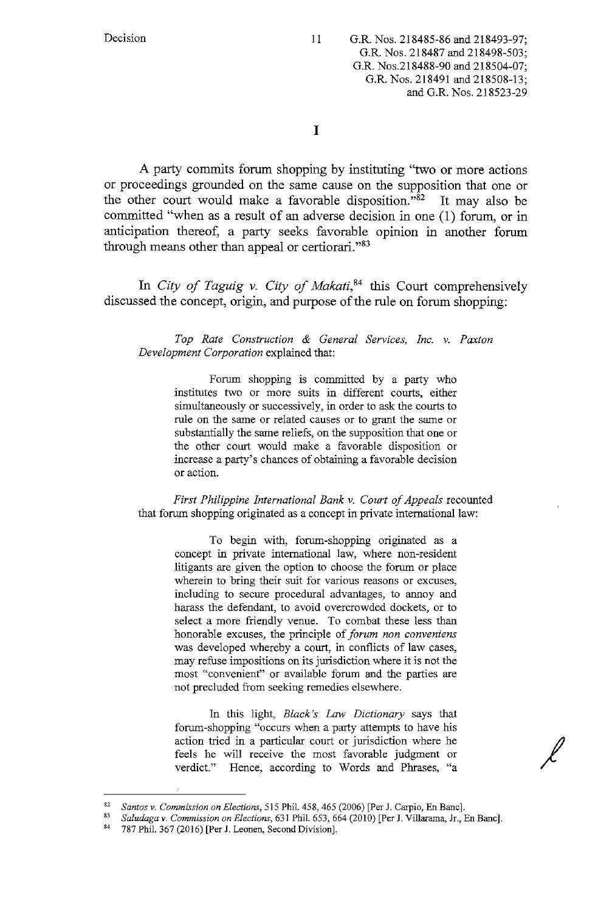# I

A party commits forum shopping by instituting "two or more actions or proceedings grounded on the same cause on the supposition that one or the other court would make a favorable disposition."[82] It may also be committed "when as a result of an adverse decision in one (1) forum, or in anticipation thereof, a party seeks favorable opinion in another forum through means other than appeal or certiorari."[83]

In *City of Taguig v. City of Makati*,[84] this Court comprehensively discussed the concept, origin, and purpose of the rule on forum shopping:

> *Top Rate Construction & General Services, Inc. v. Paxton Development Corporation* explained that:
>
> > Forum shopping is committed by a party who institutes two or more suits in different courts, either simultaneously or successively, in order to ask the courts to rule on the same or related causes or to grant the same or substantially the same reliefs, on the supposition that one or the other court would make a favorable disposition or increase a party's chances of obtaining a favorable decision or action.
>
> *First Philippine International Bank v. Court of Appeals* recounted that forum shopping originated as a concept in private international law:
>
> > To begin with, forum-shopping originated as a concept in private international law, where non-resident litigants are given the option to choose the forum or place wherein to bring their suit for various reasons or excuses, including to secure procedural advantages, to annoy and harass the defendant, to avoid overcrowded dockets, or to select a more friendly venue. To combat these less than honorable excuses, the principle of *forum non conveniens* was developed whereby a court, in conflicts of law cases, may refuse impositions on its jurisdiction where it is not the most "convenient" or available forum and the parties are not precluded from seeking remedies elsewhere.
> >
> > In this light, *Black's Law Dictionary* says that forum-shopping "occurs when a party attempts to have his action tried in a particular court or jurisdiction where he feels he will receive the most favorable judgment or verdict." Hence, according to Words and Phrases, "a

---

[82] *Santos v. Commission on Elections*, 515 Phil. 458, 465 (2006) [Per J. Carpio, En Banc].

[83] *Saludaga v. Commission on Elections*, 631 Phil. 653, 664 (2010) [Per J. Villarama, Jr., En Banc].

[84] 787 Phil. 367 (2016) [Per J. Leonen, Second Division].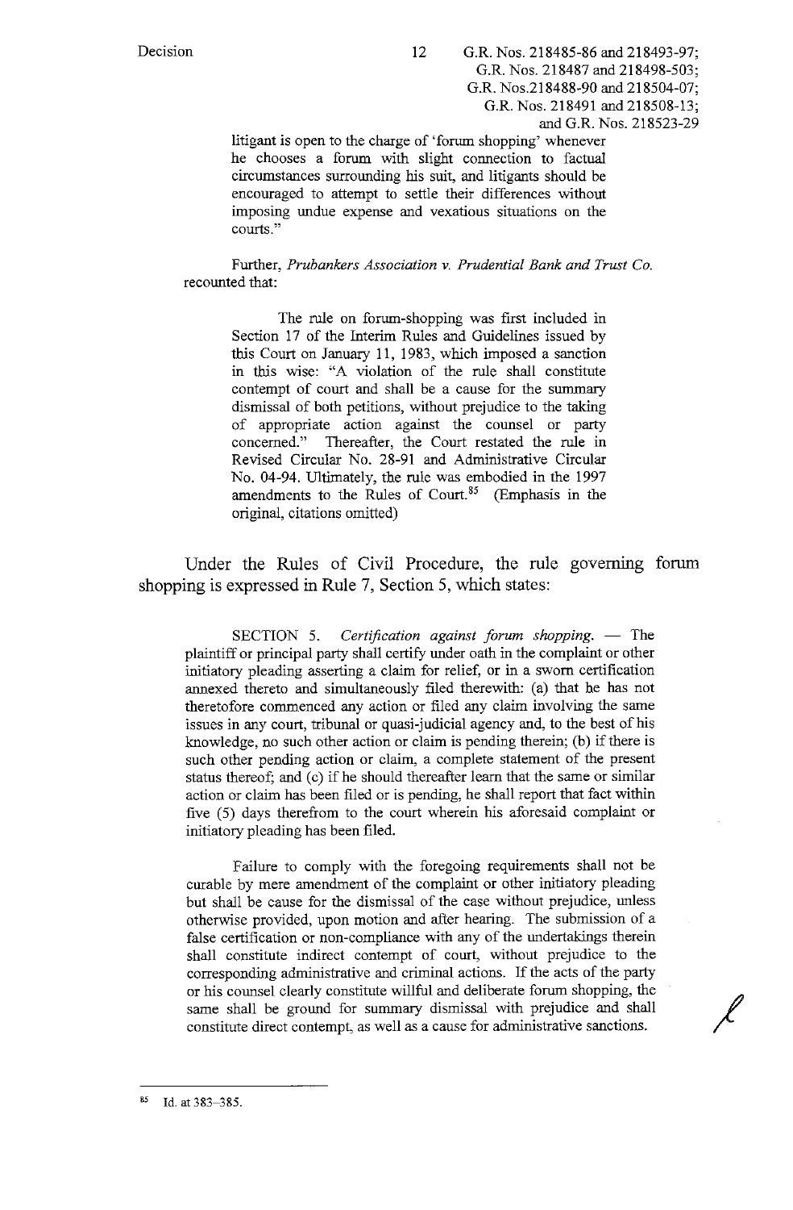> litigant is open to the charge of 'forum shopping' whenever he chooses a forum with slight connection to factual circumstances surrounding his suit, and litigants should be encouraged to attempt to settle their differences without imposing undue expense and vexatious situations on the courts."

Further, *Prubankers Association v. Prudential Bank and Trust Co.* recounted that:

> The rule on forum-shopping was first included in Section 17 of the Interim Rules and Guidelines issued by this Court on January 11, 1983, which imposed a sanction in this wise: "A violation of the rule shall constitute contempt of court and shall be a cause for the summary dismissal of both petitions, without prejudice to the taking of appropriate action against the counsel or party concerned." Thereafter, the Court restated the rule in Revised Circular No. 28-91 and Administrative Circular No. 04-94. Ultimately, the rule was embodied in the 1997 amendments to the Rules of Court.[85] (Emphasis in the original, citations omitted)

Under the Rules of Civil Procedure, the rule governing forum shopping is expressed in Rule 7, Section 5, which states:

> SECTION 5. *Certification against forum shopping.* — The plaintiff or principal party shall certify under oath in the complaint or other initiatory pleading asserting a claim for relief, or in a sworn certification annexed thereto and simultaneously filed therewith: (a) that he has not theretofore commenced any action or filed any claim involving the same issues in any court, tribunal or quasi-judicial agency and, to the best of his knowledge, no such other action or claim is pending therein; (b) if there is such other pending action or claim, a complete statement of the present status thereof; and (c) if he should thereafter learn that the same or similar action or claim has been filed or is pending, he shall report that fact within five (5) days therefrom to the court wherein his aforesaid complaint or initiatory pleading has been filed.
>
> Failure to comply with the foregoing requirements shall not be curable by mere amendment of the complaint or other initiatory pleading but shall be cause for the dismissal of the case without prejudice, unless otherwise provided, upon motion and after hearing. The submission of a false certification or non-compliance with any of the undertakings therein shall constitute indirect contempt of court, without prejudice to the corresponding administrative and criminal actions. If the acts of the party or his counsel clearly constitute willful and deliberate forum shopping, the same shall be ground for summary dismissal with prejudice and shall constitute direct contempt, as well as a cause for administrative sanctions.

---

[85] Id. at 383–385.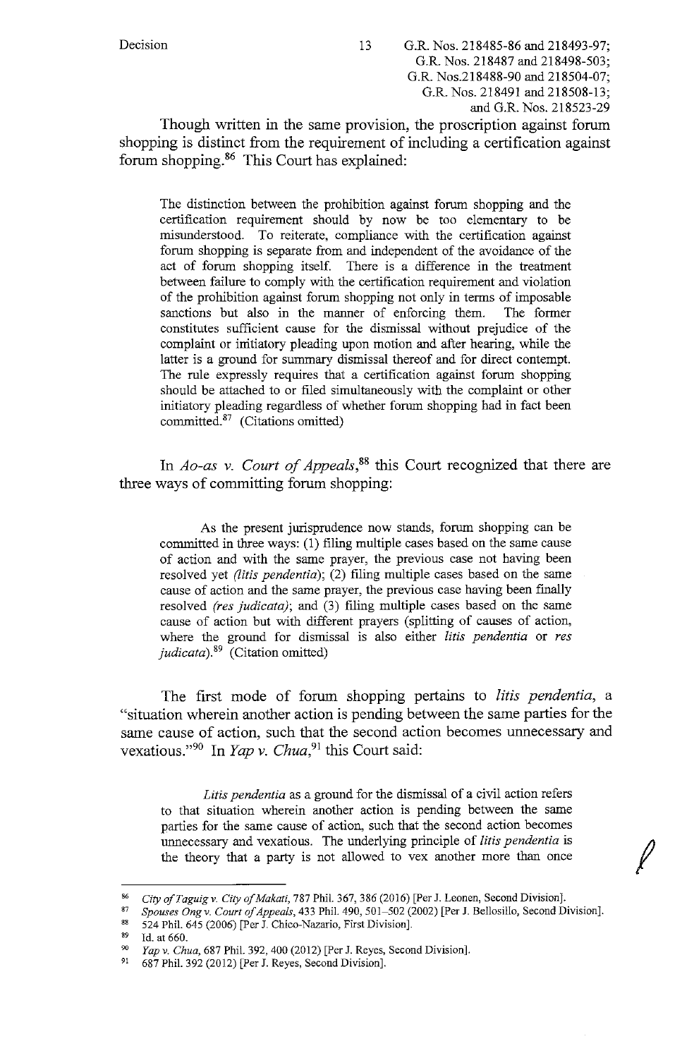Though written in the same provision, the proscription against forum shopping is distinct from the requirement of including a certification against forum shopping.[86] This Court has explained:

> The distinction between the prohibition against forum shopping and the certification requirement should by now be too elementary to be misunderstood. To reiterate, compliance with the certification against forum shopping is separate from and independent of the avoidance of the act of forum shopping itself. There is a difference in the treatment between failure to comply with the certification requirement and violation of the prohibition against forum shopping not only in terms of imposable sanctions but also in the manner of enforcing them. The former constitutes sufficient cause for the dismissal without prejudice of the complaint or initiatory pleading upon motion and after hearing, while the latter is a ground for summary dismissal thereof and for direct contempt. The rule expressly requires that a certification against forum shopping should be attached to or filed simultaneously with the complaint or other initiatory pleading regardless of whether forum shopping had in fact been committed.[87] (Citations omitted)

In *Ao-as v. Court of Appeals*,[88] this Court recognized that there are three ways of committing forum shopping:

> As the present jurisprudence now stands, forum shopping can be committed in three ways: (1) filing multiple cases based on the same cause of action and with the same prayer, the previous case not having been resolved yet *(litis pendentia)*; (2) filing multiple cases based on the same cause of action and the same prayer, the previous case having been finally resolved *(res judicata)*; and (3) filing multiple cases based on the same cause of action but with different prayers (splitting of causes of action, where the ground for dismissal is also either *litis pendentia* or *res judicata*).[89] (Citation omitted)

The first mode of forum shopping pertains to *litis pendentia*, a "situation wherein another action is pending between the same parties for the same cause of action, such that the second action becomes unnecessary and vexatious."[90] In *Yap v. Chua*,[91] this Court said:

> *Litis pendentia* as a ground for the dismissal of a civil action refers to that situation wherein another action is pending between the same parties for the same cause of action, such that the second action becomes unnecessary and vexatious. The underlying principle of *litis pendentia* is the theory that a party is not allowed to vex another more than once

---

[86] *City of Taguig v. City of Makati*, 787 Phil. 367, 386 (2016) [Per J. Leonen, Second Division].

[87] *Spouses Ong v. Court of Appeals*, 433 Phil. 490, 501–502 (2002) [Per J. Bellosillo, Second Division].

[88] 524 Phil. 645 (2006) [Per J. Chico-Nazario, First Division].

[89] Id. at 660.

[90] *Yap v. Chua*, 687 Phil. 392, 400 (2012) [Per J. Reyes, Second Division].

[91] 687 Phil. 392 (2012) [Per J. Reyes, Second Division].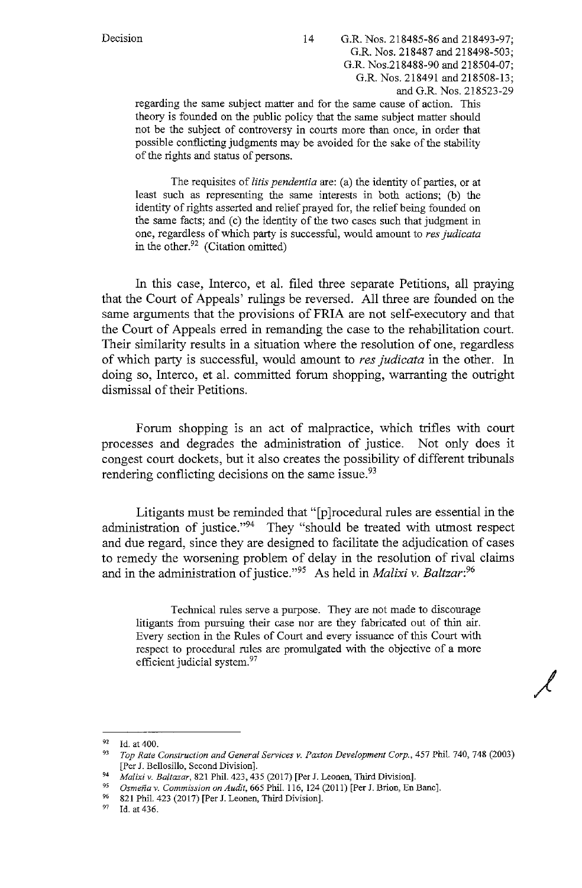regarding the same subject matter and for the same cause of action. This theory is founded on the public policy that the same subject matter should not be the subject of controversy in courts more than once, in order that possible conflicting judgments may be avoided for the sake of the stability of the rights and status of persons.

> The requisites of *litis pendentia* are: (a) the identity of parties, or at least such as representing the same interests in both actions; (b) the identity of rights asserted and relief prayed for, the relief being founded on the same facts; and (c) the identity of the two cases such that judgment in one, regardless of which party is successful, would amount to *res judicata* in the other.[92] (Citation omitted)

In this case, Interco, et al. filed three separate Petitions, all praying that the Court of Appeals' rulings be reversed. All three are founded on the same arguments that the provisions of FRIA are not self-executory and that the Court of Appeals erred in remanding the case to the rehabilitation court. Their similarity results in a situation where the resolution of one, regardless of which party is successful, would amount to *res judicata* in the other. In doing so, Interco, et al. committed forum shopping, warranting the outright dismissal of their Petitions.

Forum shopping is an act of malpractice, which trifles with court processes and degrades the administration of justice. Not only does it congest court dockets, but it also creates the possibility of different tribunals rendering conflicting decisions on the same issue.[93]

Litigants must be reminded that "[p]rocedural rules are essential in the administration of justice."[94] They "should be treated with utmost respect and due regard, since they are designed to facilitate the adjudication of cases to remedy the worsening problem of delay in the resolution of rival claims and in the administration of justice."[95] As held in *Malixi v. Baltzar*:[96]

> Technical rules serve a purpose. They are not made to discourage litigants from pursuing their case nor are they fabricated out of thin air. Every section in the Rules of Court and every issuance of this Court with respect to procedural rules are promulgated with the objective of a more efficient judicial system.[97]

---

[92] Id. at 400.

[93] *Top Rate Construction and General Services v. Paxton Development Corp.*, 457 Phil. 740, 748 (2003) [Per J. Bellosillo, Second Division].

[94] *Malixi v. Baltazar*, 821 Phil. 423, 435 (2017) [Per J. Leonen, Third Division].

[95] *Osmeña v. Commission on Audit*, 665 Phil. 116, 124 (2011) [Per J. Brion, En Banc].

[96] 821 Phil. 423 (2017) [Per J. Leonen, Third Division].

[97] Id. at 436.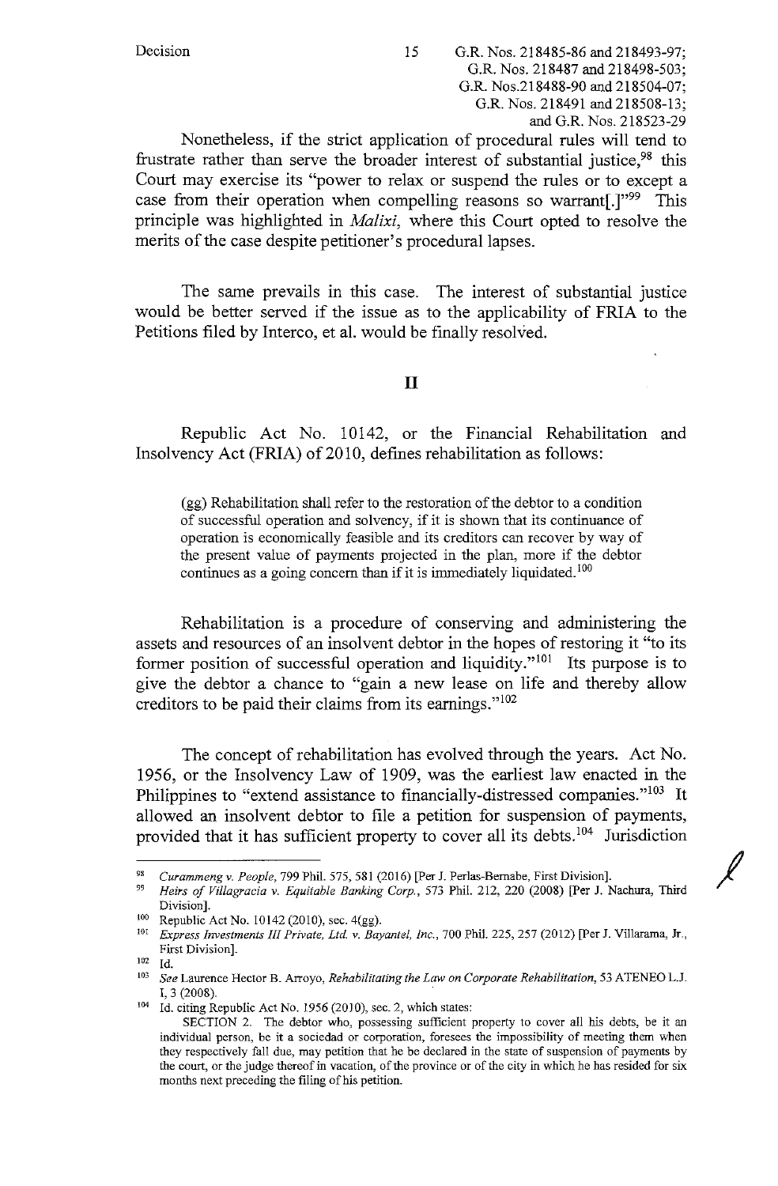Nonetheless, if the strict application of procedural rules will tend to frustrate rather than serve the broader interest of substantial justice,[98] this Court may exercise its "power to relax or suspend the rules or to except a case from their operation when compelling reasons so warrant[.]"[99] This principle was highlighted in *Malixi*, where this Court opted to resolve the merits of the case despite petitioner's procedural lapses.

The same prevails in this case. The interest of substantial justice would be better served if the issue as to the applicability of FRIA to the Petitions filed by Interco, et al. would be finally resolved.

## II

Republic Act No. 10142, or the Financial Rehabilitation and Insolvency Act (FRIA) of 2010, defines rehabilitation as follows:

> (gg) Rehabilitation shall refer to the restoration of the debtor to a condition of successful operation and solvency, if it is shown that its continuance of operation is economically feasible and its creditors can recover by way of the present value of payments projected in the plan, more if the debtor continues as a going concern than if it is immediately liquidated.[100]

Rehabilitation is a procedure of conserving and administering the assets and resources of an insolvent debtor in the hopes of restoring it "to its former position of successful operation and liquidity."[101] Its purpose is to give the debtor a chance to "gain a new lease on life and thereby allow creditors to be paid their claims from its earnings."[102]

The concept of rehabilitation has evolved through the years. Act No. 1956, or the Insolvency Law of 1909, was the earliest law enacted in the Philippines to "extend assistance to financially-distressed companies."[103] It allowed an insolvent debtor to file a petition for suspension of payments, provided that it has sufficient property to cover all its debts.[104] Jurisdiction

---

[98] *Curammeng v. People*, 799 Phil. 575, 581 (2016) [Per J. Perlas-Bernabe, First Division].

[99] *Heirs of Villagracia v. Equitable Banking Corp.*, 573 Phil. 212, 220 (2008) [Per J. Nachura, Third Division].

[100] Republic Act No. 10142 (2010), sec. 4(gg).

[101] *Express Investments III Private, Ltd. v. Bayantel, Inc.*, 700 Phil. 225, 257 (2012) [Per J. Villarama, Jr., First Division].

[102] Id.

[103] *See* Laurence Hector B. Arroyo, *Rehabilitating the Law on Corporate Rehabilitation*, 53 ATENEO L.J. 1, 3 (2008).

[104] Id. citing Republic Act No. 1956 (2010), sec. 2, which states:

SECTION 2. The debtor who, possessing sufficient property to cover all his debts, be it an individual person, be it a sociedad or corporation, foresees the impossibility of meeting them when they respectively fall due, may petition that he be declared in the state of suspension of payments by the court, or the judge thereof in vacation, of the province or of the city in which he has resided for six months next preceding the filing of his petition.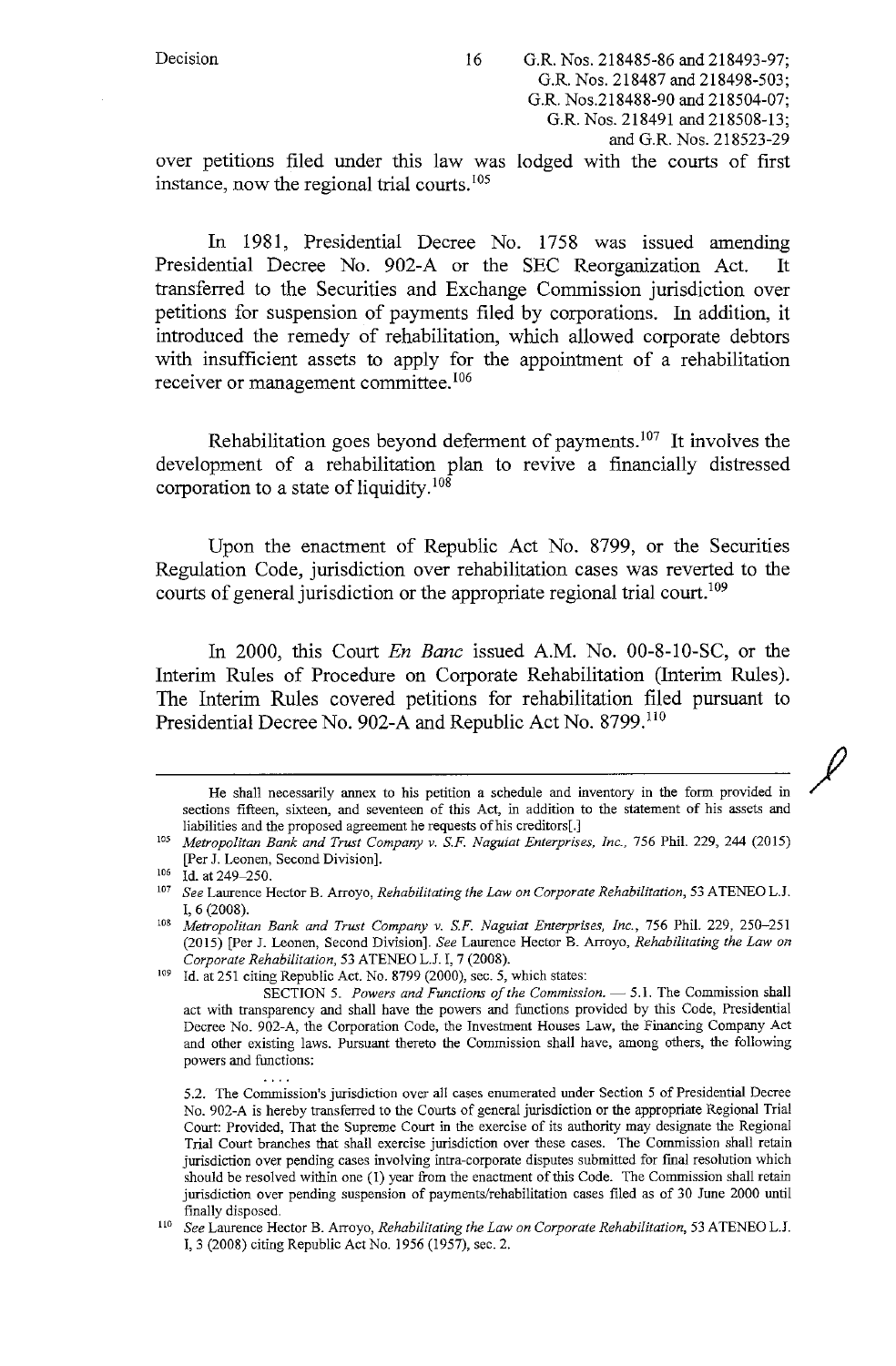over petitions filed under this law was lodged with the courts of first instance, now the regional trial courts.[105]

In 1981, Presidential Decree No. 1758 was issued amending Presidential Decree No. 902-A or the SEC Reorganization Act. It transferred to the Securities and Exchange Commission jurisdiction over petitions for suspension of payments filed by corporations. In addition, it introduced the remedy of rehabilitation, which allowed corporate debtors with insufficient assets to apply for the appointment of a rehabilitation receiver or management committee.[106]

Rehabilitation goes beyond deferment of payments.[107] It involves the development of a rehabilitation plan to revive a financially distressed corporation to a state of liquidity.[108]

Upon the enactment of Republic Act No. 8799, or the Securities Regulation Code, jurisdiction over rehabilitation cases was reverted to the courts of general jurisdiction or the appropriate regional trial court.[109]

In 2000, this Court *En Banc* issued A.M. No. 00-8-10-SC, or the Interim Rules of Procedure on Corporate Rehabilitation (Interim Rules). The Interim Rules covered petitions for rehabilitation filed pursuant to Presidential Decree No. 902-A and Republic Act No. 8799.[110]

---

He shall necessarily annex to his petition a schedule and inventory in the form provided in sections fifteen, sixteen, and seventeen of this Act, in addition to the statement of his assets and liabilities and the proposed agreement he requests of his creditors[.]

[105] *Metropolitan Bank and Trust Company v. S.F. Naguiat Enterprises, Inc.*, 756 Phil. 229, 244 (2015) [Per J. Leonen, Second Division].

[106] Id. at 249–250.

[107] *See* Laurence Hector B. Arroyo, *Rehabilitating the Law on Corporate Rehabilitation*, 53 ATENEO L.J. I, 6 (2008).

[108] *Metropolitan Bank and Trust Company v. S.F. Naguiat Enterprises, Inc.*, 756 Phil. 229, 250–251 (2015) [Per J. Leonen, Second Division]. *See* Laurence Hector B. Arroyo, *Rehabilitating the Law on Corporate Rehabilitation*, 53 ATENEO L.J. I, 7 (2008).

[109] Id. at 251 citing Republic Act. No. 8799 (2000), sec. 5, which states:

SECTION 5. *Powers and Functions of the Commission.* — 5.1. The Commission shall act with transparency and shall have the powers and functions provided by this Code, Presidential Decree No. 902-A, the Corporation Code, the Investment Houses Law, the Financing Company Act and other existing laws. Pursuant thereto the Commission shall have, among others, the following powers and functions:

....

5.2. The Commission's jurisdiction over all cases enumerated under Section 5 of Presidential Decree No. 902-A is hereby transferred to the Courts of general jurisdiction or the appropriate Regional Trial Court: Provided, That the Supreme Court in the exercise of its authority may designate the Regional Trial Court branches that shall exercise jurisdiction over these cases. The Commission shall retain jurisdiction over pending cases involving intra-corporate disputes submitted for final resolution which should be resolved within one (1) year from the enactment of this Code. The Commission shall retain jurisdiction over pending suspension of payments/rehabilitation cases filed as of 30 June 2000 until finally disposed.

[110] *See* Laurence Hector B. Arroyo, *Rehabilitating the Law on Corporate Rehabilitation*, 53 ATENEO L.J. I, 3 (2008) citing Republic Act No. 1956 (1957), sec. 2.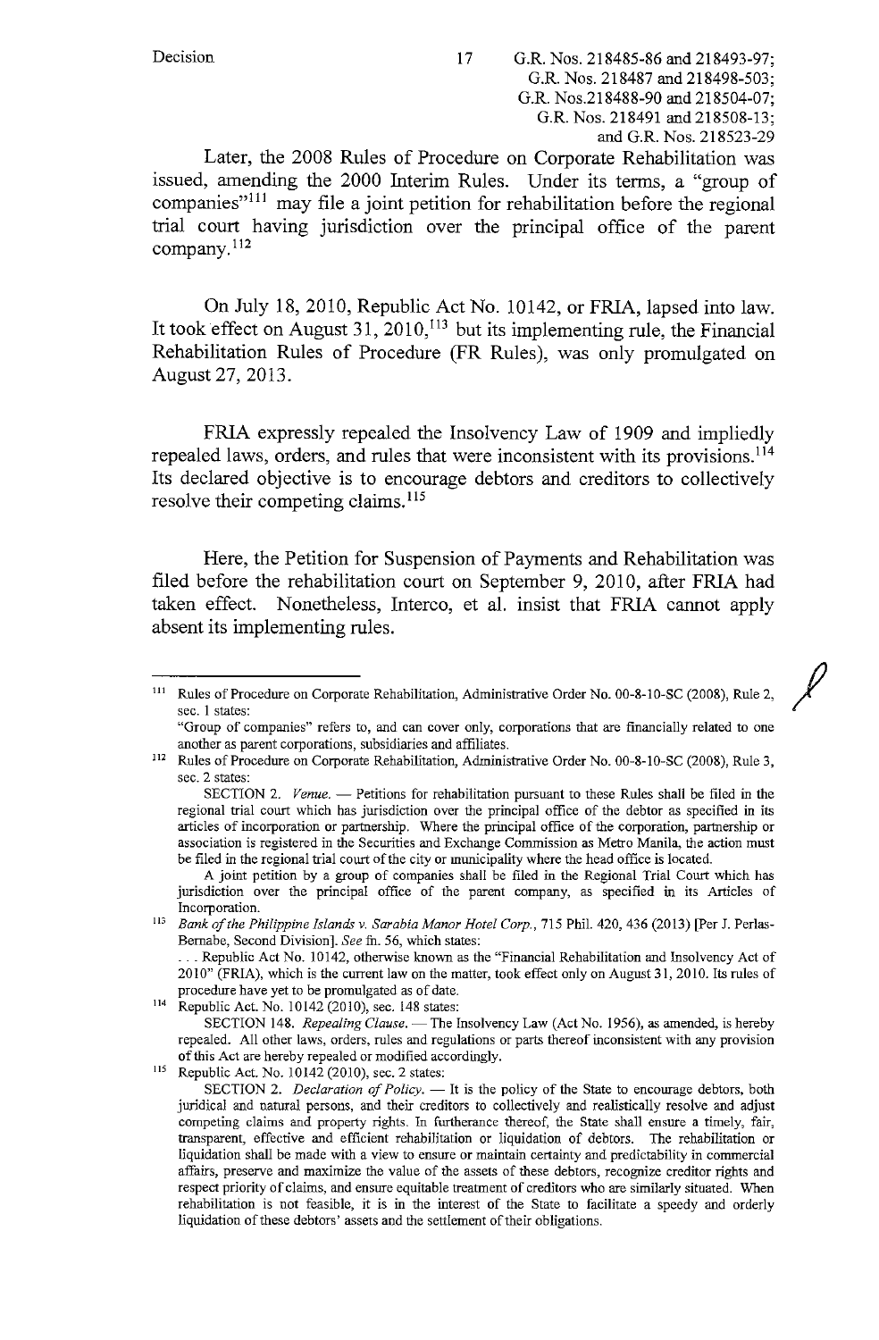Later, the 2008 Rules of Procedure on Corporate Rehabilitation was issued, amending the 2000 Interim Rules. Under its terms, a "group of companies"[111] may file a joint petition for rehabilitation before the regional trial court having jurisdiction over the principal office of the parent company.[112]

On July 18, 2010, Republic Act No. 10142, or FRIA, lapsed into law. It took effect on August 31, 2010,[113] but its implementing rule, the Financial Rehabilitation Rules of Procedure (FR Rules), was only promulgated on August 27, 2013.

FRIA expressly repealed the Insolvency Law of 1909 and impliedly repealed laws, orders, and rules that were inconsistent with its provisions.[114] Its declared objective is to encourage debtors and creditors to collectively resolve their competing claims.[115]

Here, the Petition for Suspension of Payments and Rehabilitation was filed before the rehabilitation court on September 9, 2010, after FRIA had taken effect. Nonetheless, Interco, et al. insist that FRIA cannot apply absent its implementing rules.

---

[111] Rules of Procedure on Corporate Rehabilitation, Administrative Order No. 00-8-10-SC (2008), Rule 2, sec. 1 states:

"Group of companies" refers to, and can cover only, corporations that are financially related to one another as parent corporations, subsidiaries and affiliates.

[112] Rules of Procedure on Corporate Rehabilitation, Administrative Order No. 00-8-10-SC (2008), Rule 3, sec. 2 states:

SECTION 2. *Venue*. — Petitions for rehabilitation pursuant to these Rules shall be filed in the regional trial court which has jurisdiction over the principal office of the debtor as specified in its articles of incorporation or partnership. Where the principal office of the corporation, partnership or association is registered in the Securities and Exchange Commission as Metro Manila, the action must be filed in the regional trial court of the city or municipality where the head office is located.

A joint petition by a group of companies shall be filed in the Regional Trial Court which has jurisdiction over the principal office of the parent company, as specified in its Articles of Incorporation.

[113] *Bank of the Philippine Islands v. Sarabia Manor Hotel Corp.*, 715 Phil. 420, 436 (2013) [Per J. Perlas-Bernabe, Second Division]. *See* fn. 56, which states:

. . . Republic Act No. 10142, otherwise known as the "Financial Rehabilitation and Insolvency Act of 2010" (FRIA), which is the current law on the matter, took effect only on August 31, 2010. Its rules of procedure have yet to be promulgated as of date.

[114] Republic Act. No. 10142 (2010), sec. 148 states:

SECTION 148. *Repealing Clause*. — The Insolvency Law (Act No. 1956), as amended, is hereby repealed. All other laws, orders, rules and regulations or parts thereof inconsistent with any provision of this Act are hereby repealed or modified accordingly.

[115] Republic Act. No. 10142 (2010), sec. 2 states:

SECTION 2. *Declaration of Policy*. — It is the policy of the State to encourage debtors, both juridical and natural persons, and their creditors to collectively and realistically resolve and adjust competing claims and property rights. In furtherance thereof, the State shall ensure a timely, fair, transparent, effective and efficient rehabilitation or liquidation of debtors. The rehabilitation or liquidation shall be made with a view to ensure or maintain certainty and predictability in commercial affairs, preserve and maximize the value of the assets of these debtors, recognize creditor rights and respect priority of claims, and ensure equitable treatment of creditors who are similarly situated. When rehabilitation is not feasible, it is in the interest of the State to facilitate a speedy and orderly liquidation of these debtors' assets and the settlement of their obligations.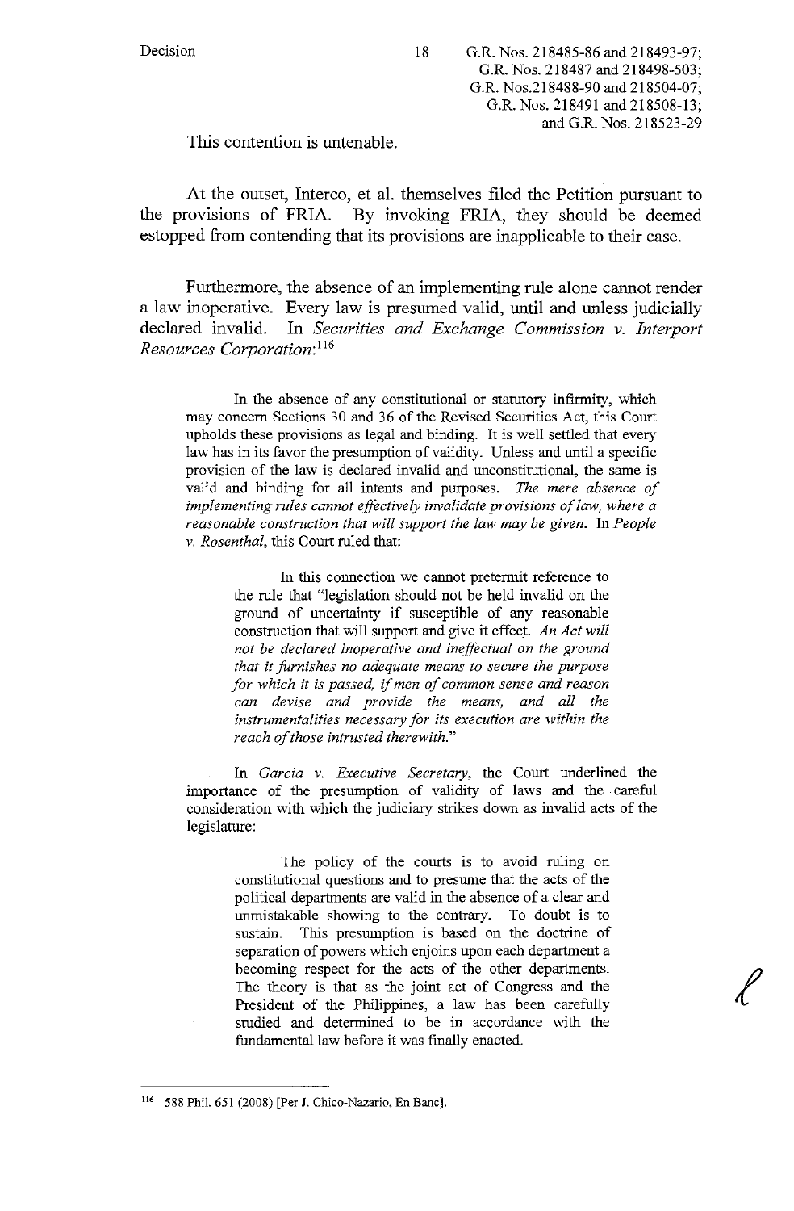This contention is untenable.

At the outset, Interco, et al. themselves filed the Petition pursuant to the provisions of FRIA. By invoking FRIA, they should be deemed estopped from contending that its provisions are inapplicable to their case.

Furthermore, the absence of an implementing rule alone cannot render a law inoperative. Every law is presumed valid, until and unless judicially declared invalid. In *Securities and Exchange Commission v. Interport Resources Corporation*:[116]

> In the absence of any constitutional or statutory infirmity, which may concern Sections 30 and 36 of the Revised Securities Act, this Court upholds these provisions as legal and binding. It is well settled that every law has in its favor the presumption of validity. Unless and until a specific provision of the law is declared invalid and unconstitutional, the same is valid and binding for all intents and purposes. *The mere absence of implementing rules cannot effectively invalidate provisions of law, where a reasonable construction that will support the law may be given.* In *People v. Rosenthal*, this Court ruled that:
>
> > In this connection we cannot pretermit reference to the rule that "legislation should not be held invalid on the ground of uncertainty if susceptible of any reasonable construction that will support and give it effect. *An Act will not be declared inoperative and ineffectual on the ground that it furnishes no adequate means to secure the purpose for which it is passed, if men of common sense and reason can devise and provide the means, and all the instrumentalities necessary for its execution are within the reach of those intrusted therewith.*"
>
> In *Garcia v. Executive Secretary*, the Court underlined the importance of the presumption of validity of laws and the careful consideration with which the judiciary strikes down as invalid acts of the legislature:
>
> > The policy of the courts is to avoid ruling on constitutional questions and to presume that the acts of the political departments are valid in the absence of a clear and unmistakable showing to the contrary. To doubt is to sustain. This presumption is based on the doctrine of separation of powers which enjoins upon each department a becoming respect for the acts of the other departments. The theory is that as the joint act of Congress and the President of the Philippines, a law has been carefully studied and determined to be in accordance with the fundamental law before it was finally enacted.

---

[116] 588 Phil. 651 (2008) [Per J. Chico-Nazario, En Banc].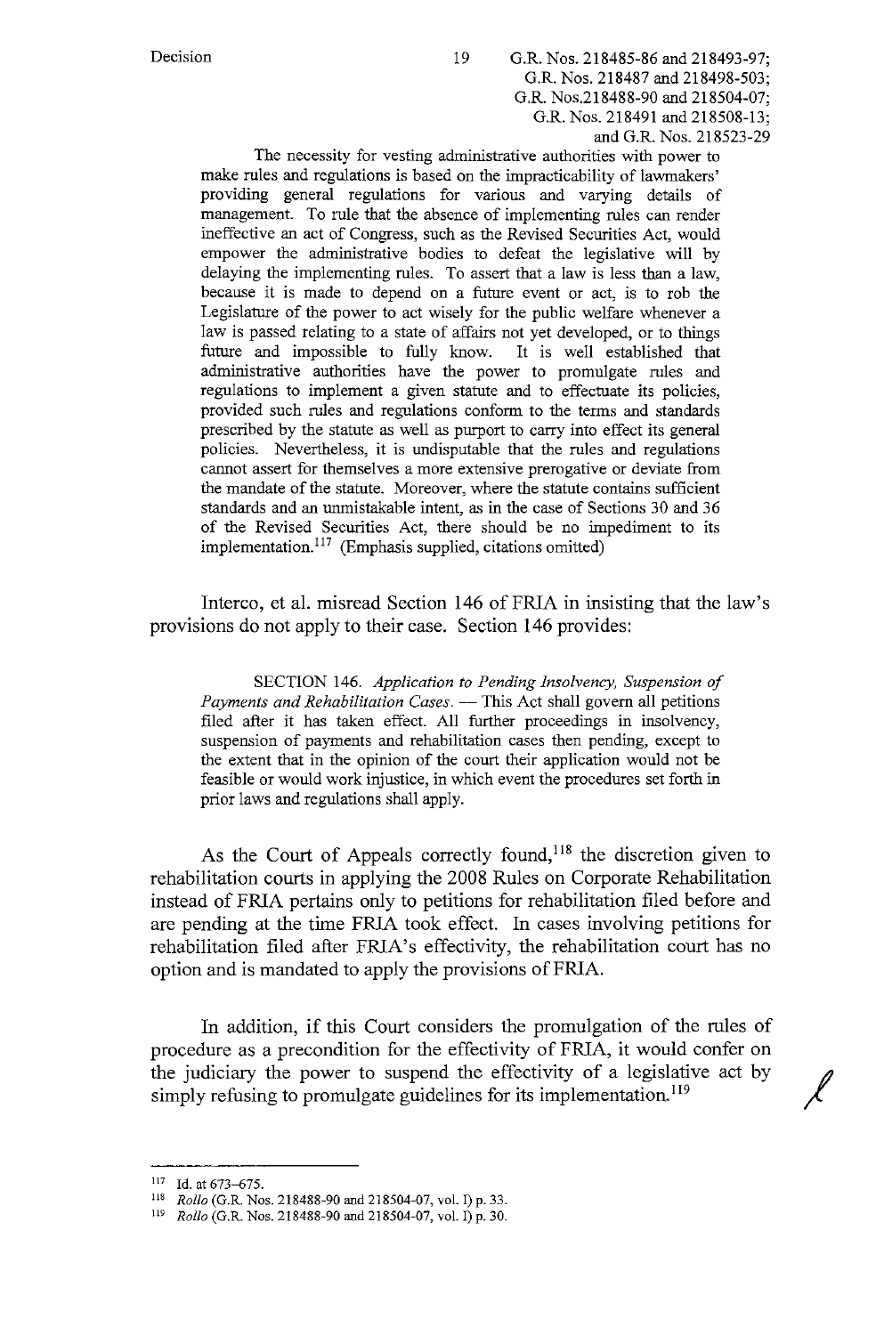> The necessity for vesting administrative authorities with power to make rules and regulations is based on the impracticability of lawmakers' providing general regulations for various and varying details of management. To rule that the absence of implementing rules can render ineffective an act of Congress, such as the Revised Securities Act, would empower the administrative bodies to defeat the legislative will by delaying the implementing rules. To assert that a law is less than a law, because it is made to depend on a future event or act, is to rob the Legislature of the power to act wisely for the public welfare whenever a law is passed relating to a state of affairs not yet developed, or to things future and impossible to fully know. It is well established that administrative authorities have the power to promulgate rules and regulations to implement a given statute and to effectuate its policies, provided such rules and regulations conform to the terms and standards prescribed by the statute as well as purport to carry into effect its general policies. Nevertheless, it is undisputable that the rules and regulations cannot assert for themselves a more extensive prerogative or deviate from the mandate of the statute. Moreover, where the statute contains sufficient standards and an unmistakable intent, as in the case of Sections 30 and 36 of the Revised Securities Act, there should be no impediment to its implementation.[117] (Emphasis supplied, citations omitted)

Interco, et al. misread Section 146 of FRIA in insisting that the law's provisions do not apply to their case. Section 146 provides:

> SECTION 146. *Application to Pending Insolvency, Suspension of Payments and Rehabilitation Cases.* — This Act shall govern all petitions filed after it has taken effect. All further proceedings in insolvency, suspension of payments and rehabilitation cases then pending, except to the extent that in the opinion of the court their application would not be feasible or would work injustice, in which event the procedures set forth in prior laws and regulations shall apply.

As the Court of Appeals correctly found,[118] the discretion given to rehabilitation courts in applying the 2008 Rules on Corporate Rehabilitation instead of FRIA pertains only to petitions for rehabilitation filed before and are pending at the time FRIA took effect. In cases involving petitions for rehabilitation filed after FRIA's effectivity, the rehabilitation court has no option and is mandated to apply the provisions of FRIA.

In addition, if this Court considers the promulgation of the rules of procedure as a precondition for the effectivity of FRIA, it would confer on the judiciary the power to suspend the effectivity of a legislative act by simply refusing to promulgate guidelines for its implementation.[119]

---

[117] Id. at 673–675.

[118] *Rollo* (G.R. Nos. 218488-90 and 218504-07, vol. I) p. 33.

[119] *Rollo* (G.R. Nos. 218488-90 and 218504-07, vol. I) p. 30.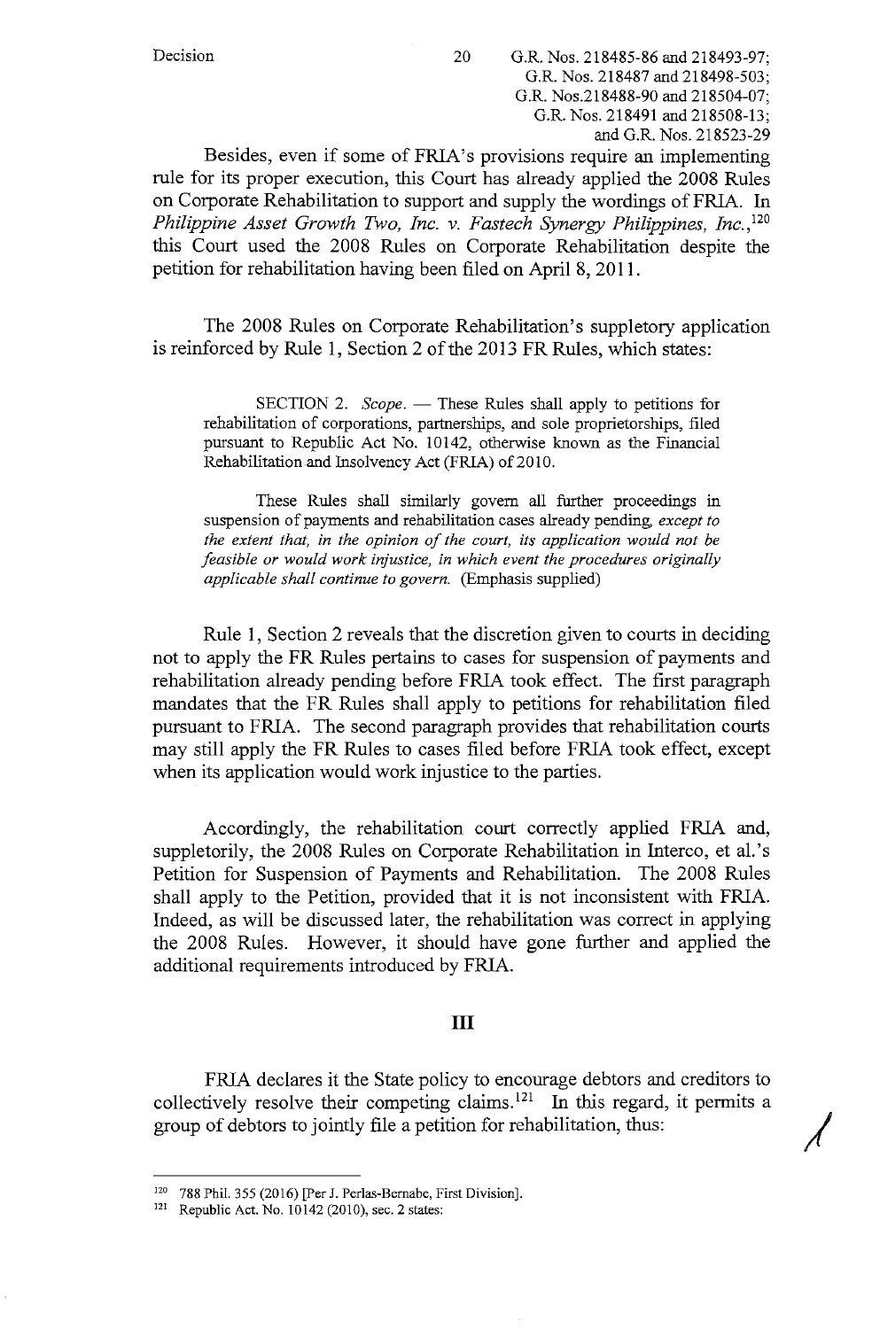Besides, even if some of FRIA's provisions require an implementing rule for its proper execution, this Court has already applied the 2008 Rules on Corporate Rehabilitation to support and supply the wordings of FRIA. In *Philippine Asset Growth Two, Inc. v. Fastech Synergy Philippines, Inc.*,[120] this Court used the 2008 Rules on Corporate Rehabilitation despite the petition for rehabilitation having been filed on April 8, 2011.

The 2008 Rules on Corporate Rehabilitation's suppletory application is reinforced by Rule 1, Section 2 of the 2013 FR Rules, which states:

> SECTION 2. *Scope.* — These Rules shall apply to petitions for rehabilitation of corporations, partnerships, and sole proprietorships, filed pursuant to Republic Act No. 10142, otherwise known as the Financial Rehabilitation and Insolvency Act (FRIA) of 2010.
>
> These Rules shall similarly govern all further proceedings in suspension of payments and rehabilitation cases already pending, *except to the extent that, in the opinion of the court, its application would not be feasible or would work injustice, in which event the procedures originally applicable shall continue to govern.* (Emphasis supplied)

Rule 1, Section 2 reveals that the discretion given to courts in deciding not to apply the FR Rules pertains to cases for suspension of payments and rehabilitation already pending before FRIA took effect. The first paragraph mandates that the FR Rules shall apply to petitions for rehabilitation filed pursuant to FRIA. The second paragraph provides that rehabilitation courts may still apply the FR Rules to cases filed before FRIA took effect, except when its application would work injustice to the parties.

Accordingly, the rehabilitation court correctly applied FRIA and, suppletorily, the 2008 Rules on Corporate Rehabilitation in Interco, et al.'s Petition for Suspension of Payments and Rehabilitation. The 2008 Rules shall apply to the Petition, provided that it is not inconsistent with FRIA. Indeed, as will be discussed later, the rehabilitation was correct in applying the 2008 Rules. However, it should have gone further and applied the additional requirements introduced by FRIA.

## III

FRIA declares it the State policy to encourage debtors and creditors to collectively resolve their competing claims.[121] In this regard, it permits a group of debtors to jointly file a petition for rehabilitation, thus:

---

[120] 788 Phil. 355 (2016) [Per J. Perlas-Bernabe, First Division].

[121] Republic Act. No. 10142 (2010), sec. 2 states: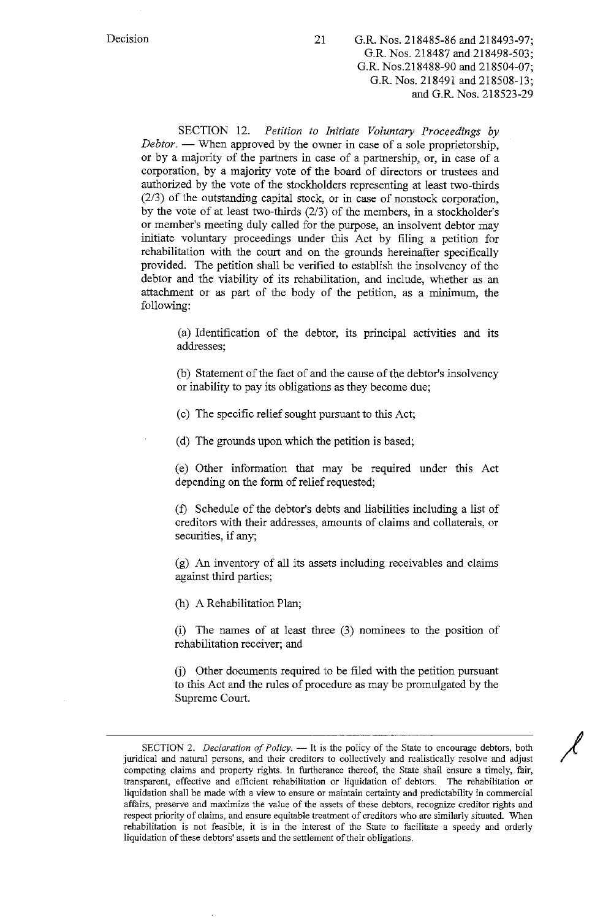SECTION 12. *Petition to Initiate Voluntary Proceedings by Debtor.* — When approved by the owner in case of a sole proprietorship, or by a majority of the partners in case of a partnership, or, in case of a corporation, by a majority vote of the board of directors or trustees and authorized by the vote of the stockholders representing at least two-thirds (2/3) of the outstanding capital stock, or in case of nonstock corporation, by the vote of at least two-thirds (2/3) of the members, in a stockholder's or member's meeting duly called for the purpose, an insolvent debtor may initiate voluntary proceedings under this Act by filing a petition for rehabilitation with the court and on the grounds hereinafter specifically provided. The petition shall be verified to establish the insolvency of the debtor and the viability of its rehabilitation, and include, whether as an attachment or as part of the body of the petition, as a minimum, the following:

> (a) Identification of the debtor, its principal activities and its addresses;
>
> (b) Statement of the fact of and the cause of the debtor's insolvency or inability to pay its obligations as they become due;
>
> (c) The specific relief sought pursuant to this Act;
>
> (d) The grounds upon which the petition is based;
>
> (e) Other information that may be required under this Act depending on the form of relief requested;
>
> (f) Schedule of the debtor's debts and liabilities including a list of creditors with their addresses, amounts of claims and collaterals, or securities, if any;
>
> (g) An inventory of all its assets including receivables and claims against third parties;
>
> (h) A Rehabilitation Plan;
>
> (i) The names of at least three (3) nominees to the position of rehabilitation receiver; and
>
> (j) Other documents required to be filed with the petition pursuant to this Act and the rules of procedure as may be promulgated by the Supreme Court.

---

SECTION 2. *Declaration of Policy.* — It is the policy of the State to encourage debtors, both juridical and natural persons, and their creditors to collectively and realistically resolve and adjust competing claims and property rights. In furtherance thereof, the State shall ensure a timely, fair, transparent, effective and efficient rehabilitation or liquidation of debtors. The rehabilitation or liquidation shall be made with a view to ensure or maintain certainty and predictability in commercial affairs, preserve and maximize the value of the assets of these debtors, recognize creditor rights and respect priority of claims, and ensure equitable treatment of creditors who are similarly situated. When rehabilitation is not feasible, it is in the interest of the State to facilitate a speedy and orderly liquidation of these debtors' assets and the settlement of their obligations.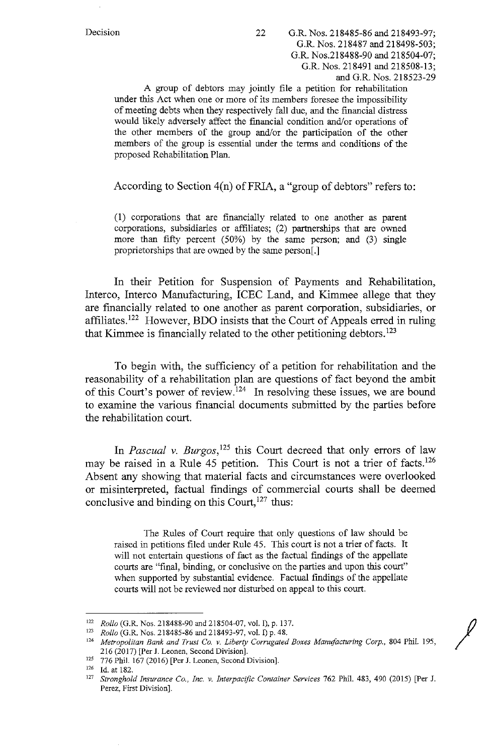A group of debtors may jointly file a petition for rehabilitation under this Act when one or more of its members foresee the impossibility of meeting debts when they respectively fall due, and the financial distress would likely adversely affect the financial condition and/or operations of the other members of the group and/or the participation of the other members of the group is essential under the terms and conditions of the proposed Rehabilitation Plan.

According to Section 4(n) of FRIA, a "group of debtors" refers to:

> (1) corporations that are financially related to one another as parent corporations, subsidiaries or affiliates; (2) partnerships that are owned more than fifty percent (50%) by the same person; and (3) single proprietorships that are owned by the same person[.]

In their Petition for Suspension of Payments and Rehabilitation, Interco, Interco Manufacturing, ICEC Land, and Kimmee allege that they are financially related to one another as parent corporation, subsidiaries, or affiliates.[122] However, BDO insists that the Court of Appeals erred in ruling that Kimmee is financially related to the other petitioning debtors.[123]

To begin with, the sufficiency of a petition for rehabilitation and the reasonability of a rehabilitation plan are questions of fact beyond the ambit of this Court's power of review.[124] In resolving these issues, we are bound to examine the various financial documents submitted by the parties before the rehabilitation court.

In *Pascual v. Burgos*,[125] this Court decreed that only errors of law may be raised in a Rule 45 petition. This Court is not a trier of facts.[126] Absent any showing that material facts and circumstances were overlooked or misinterpreted, factual findings of commercial courts shall be deemed conclusive and binding on this Court,[127] thus:

> The Rules of Court require that only questions of law should be raised in petitions filed under Rule 45. This court is not a trier of facts. It will not entertain questions of fact as the factual findings of the appellate courts are "final, binding, or conclusive on the parties and upon this court" when supported by substantial evidence. Factual findings of the appellate courts will not be reviewed nor disturbed on appeal to this court.

---

[122] *Rollo* (G.R. Nos. 218488-90 and 218504-07, vol. I), p. 137.

[123] *Rollo* (G.R. Nos. 218485-86 and 218493-97, vol. I) p. 48.

[124] *Metropolitan Bank and Trust Co. v. Liberty Corrugated Boxes Manufacturing Corp.*, 804 Phil. 195, 216 (2017) [Per J. Leonen, Second Division].

[125] 776 Phil. 167 (2016) [Per J. Leonen, Second Division].

[126] Id. at 182.

[127] *Stronghold Insurance Co., Inc. v. Interpacific Container Services* 762 Phil. 483, 490 (2015) [Per J. Perez, First Division].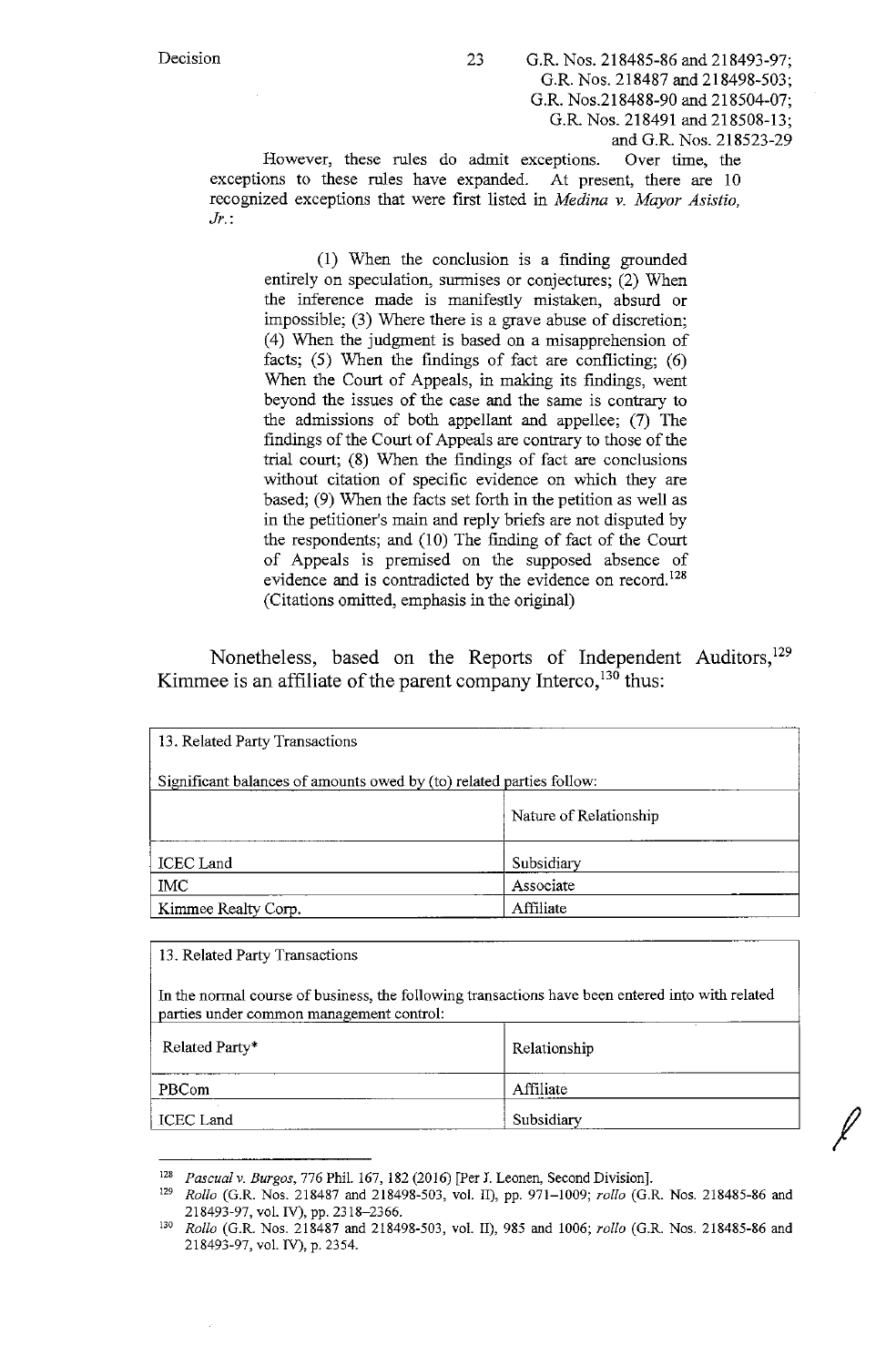However, these rules do admit exceptions. Over time, the exceptions to these rules have expanded. At present, there are 10 recognized exceptions that were first listed in *Medina v. Mayor Asistio, Jr.*:

> (1) When the conclusion is a finding grounded entirely on speculation, surmises or conjectures; (2) When the inference made is manifestly mistaken, absurd or impossible; (3) Where there is a grave abuse of discretion; (4) When the judgment is based on a misapprehension of facts; (5) When the findings of fact are conflicting; (6) When the Court of Appeals, in making its findings, went beyond the issues of the case and the same is contrary to the admissions of both appellant and appellee; (7) The findings of the Court of Appeals are contrary to those of the trial court; (8) When the findings of fact are conclusions without citation of specific evidence on which they are based; (9) When the facts set forth in the petition as well as in the petitioner's main and reply briefs are not disputed by the respondents; and (10) The finding of fact of the Court of Appeals is premised on the supposed absence of evidence and is contradicted by the evidence on record.[128] (Citations omitted, emphasis in the original)

Nonetheless, based on the Reports of Independent Auditors,[129] Kimmee is an affiliate of the parent company Interco,[130] thus:

13. Related Party Transactions

Significant balances of amounts owed by (to) related parties follow:

| | Nature of Relationship |
|---|---|
| ICEC Land | Subsidiary |
| IMC | Associate |
| Kimmee Realty Corp. | Affiliate |

13. Related Party Transactions

In the normal course of business, the following transactions have been entered into with related parties under common management control:

| Related Party* | Relationship |
|---|---|
| PBCom | Affiliate |
| ICEC Land | Subsidiary |

---

[128] *Pascual v. Burgos*, 776 Phil. 167, 182 (2016) [Per J. Leonen, Second Division].

[129] *Rollo* (G.R. Nos. 218487 and 218498-503, vol. II), pp. 971–1009; *rollo* (G.R. Nos. 218485-86 and 218493-97, vol. IV), pp. 2318–2366.

[130] *Rollo* (G.R. Nos. 218487 and 218498-503, vol. II), 985 and 1006; *rollo* (G.R. Nos. 218485-86 and 218493-97, vol. IV), p. 2354.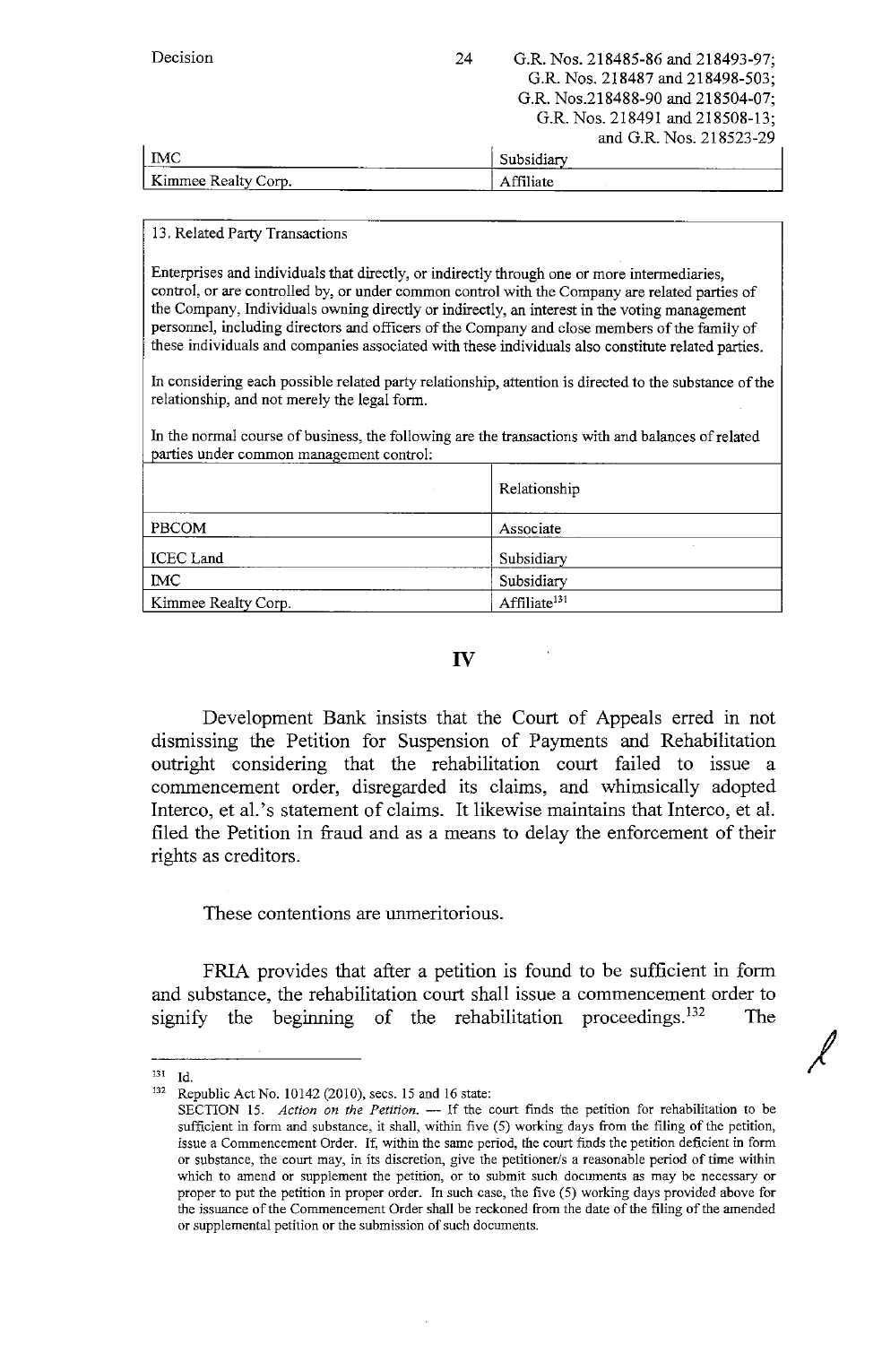| IMC | Subsidiary |
|---|---|
| Kimmee Realty Corp. | Affiliate |

13. Related Party Transactions

Enterprises and individuals that directly, or indirectly through one or more intermediaries, control, or are controlled by, or under common control with the Company are related parties of the Company, Individuals owning directly or indirectly, an interest in the voting management personnel, including directors and officers of the Company and close members of the family of these individuals and companies associated with these individuals also constitute related parties.

In considering each possible related party relationship, attention is directed to the substance of the relationship, and not merely the legal form.

In the normal course of business, the following are the transactions with and balances of related parties under common management control:

| | Relationship |
|---|---|
| PBCOM | Associate |
| ICEC Land | Subsidiary |
| IMC | Subsidiary |
| Kimmee Realty Corp. | Affiliate[131] |

## IV

Development Bank insists that the Court of Appeals erred in not dismissing the Petition for Suspension of Payments and Rehabilitation outright considering that the rehabilitation court failed to issue a commencement order, disregarded its claims, and whimsically adopted Interco, et al.'s statement of claims. It likewise maintains that Interco, et al. filed the Petition in fraud and as a means to delay the enforcement of their rights as creditors.

These contentions are unmeritorious.

FRIA provides that after a petition is found to be sufficient in form and substance, the rehabilitation court shall issue a commencement order to signify the beginning of the rehabilitation proceedings.[132] The

---

[131] Id.

[132] Republic Act No. 10142 (2010), secs. 15 and 16 state:

SECTION 15. *Action on the Petition.* — If the court finds the petition for rehabilitation to be sufficient in form and substance, it shall, within five (5) working days from the filing of the petition, issue a Commencement Order. If, within the same period, the court finds the petition deficient in form or substance, the court may, in its discretion, give the petitioner/s a reasonable period of time within which to amend or supplement the petition, or to submit such documents as may be necessary or proper to put the petition in proper order. In such case, the five (5) working days provided above for the issuance of the Commencement Order shall be reckoned from the date of the filing of the amended or supplemental petition or the submission of such documents.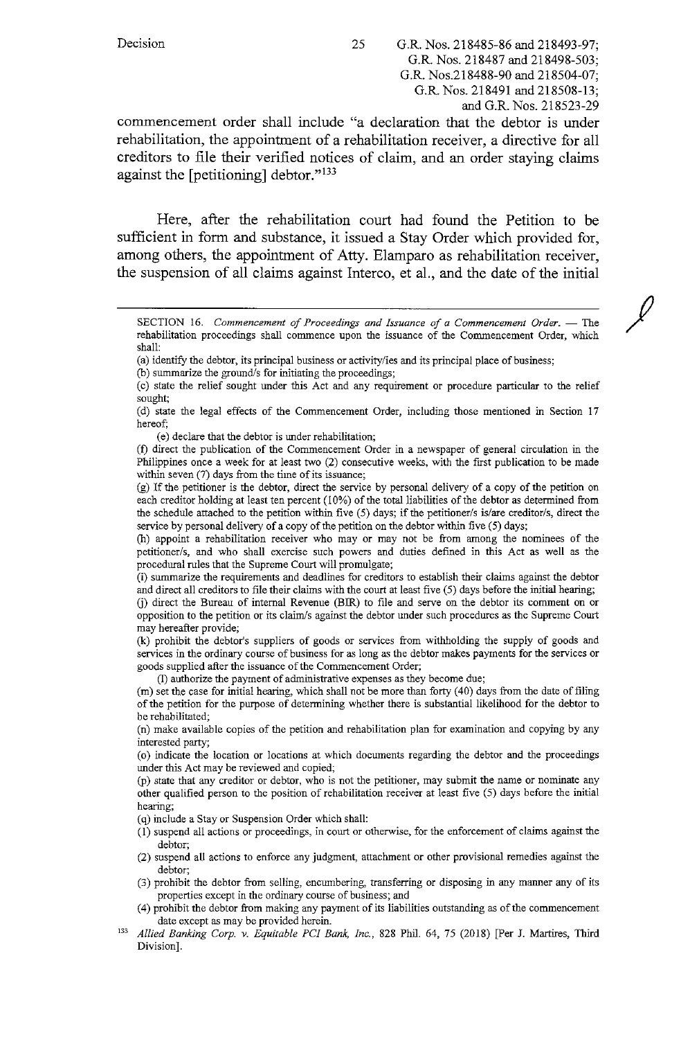commencement order shall include "a declaration that the debtor is under rehabilitation, the appointment of a rehabilitation receiver, a directive for all creditors to file their verified notices of claim, and an order staying claims against the [petitioning] debtor."[133]

Here, after the rehabilitation court had found the Petition to be sufficient in form and substance, it issued a Stay Order which provided for, among others, the appointment of Atty. Elamparo as rehabilitation receiver, the suspension of all claims against Interco, et al., and the date of the initial

---

SECTION 16. *Commencement of Proceedings and Issuance of a Commencement Order.* — The rehabilitation proceedings shall commence upon the issuance of the Commencement Order, which shall:

(a) identify the debtor, its principal business or activity/ies and its principal place of business;

(b) summarize the ground/s for initiating the proceedings;

(c) state the relief sought under this Act and any requirement or procedure particular to the relief sought;

(d) state the legal effects of the Commencement Order, including those mentioned in Section 17 hereof;

(e) declare that the debtor is under rehabilitation;

(f) direct the publication of the Commencement Order in a newspaper of general circulation in the Philippines once a week for at least two (2) consecutive weeks, with the first publication to be made within seven (7) days from the time of its issuance;

(g) If the petitioner is the debtor, direct the service by personal delivery of a copy of the petition on each creditor holding at least ten percent (10%) of the total liabilities of the debtor as determined from the schedule attached to the petition within five (5) days; if the petitioner/s is/are creditor/s, direct the service by personal delivery of a copy of the petition on the debtor within five (5) days;

(h) appoint a rehabilitation receiver who may or may not be from among the nominees of the petitioner/s, and who shall exercise such powers and duties defined in this Act as well as the procedural rules that the Supreme Court will promulgate;

(i) summarize the requirements and deadlines for creditors to establish their claims against the debtor and direct all creditors to file their claims with the court at least five (5) days before the initial hearing;

(j) direct the Bureau of internal Revenue (BIR) to file and serve on the debtor its comment on or opposition to the petition or its claim/s against the debtor under such procedures as the Supreme Court may hereafter provide;

(k) prohibit the debtor's suppliers of goods or services from withholding the supply of goods and services in the ordinary course of business for as long as the debtor makes payments for the services or goods supplied after the issuance of the Commencement Order;

(l) authorize the payment of administrative expenses as they become due;

(m) set the case for initial hearing, which shall not be more than forty (40) days from the date of filing of the petition for the purpose of determining whether there is substantial likelihood for the debtor to be rehabilitated;

(n) make available copies of the petition and rehabilitation plan for examination and copying by any interested party;

(o) indicate the location or locations at which documents regarding the debtor and the proceedings under this Act may be reviewed and copied;

(p) state that any creditor or debtor, who is not the petitioner, may submit the name or nominate any other qualified person to the position of rehabilitation receiver at least five (5) days before the initial hearing;

(q) include a Stay or Suspension Order which shall:

(1) suspend all actions or proceedings, in court or otherwise, for the enforcement of claims against the debtor;

(2) suspend all actions to enforce any judgment, attachment or other provisional remedies against the debtor;

(3) prohibit the debtor from selling, encumbering, transferring or disposing in any manner any of its properties except in the ordinary course of business; and

(4) prohibit the debtor from making any payment of its liabilities outstanding as of the commencement date except as may be provided herein.

[133] *Allied Banking Corp. v. Equitable PCI Bank, Inc.*, 828 Phil. 64, 75 (2018) [Per J. Martires, Third Division].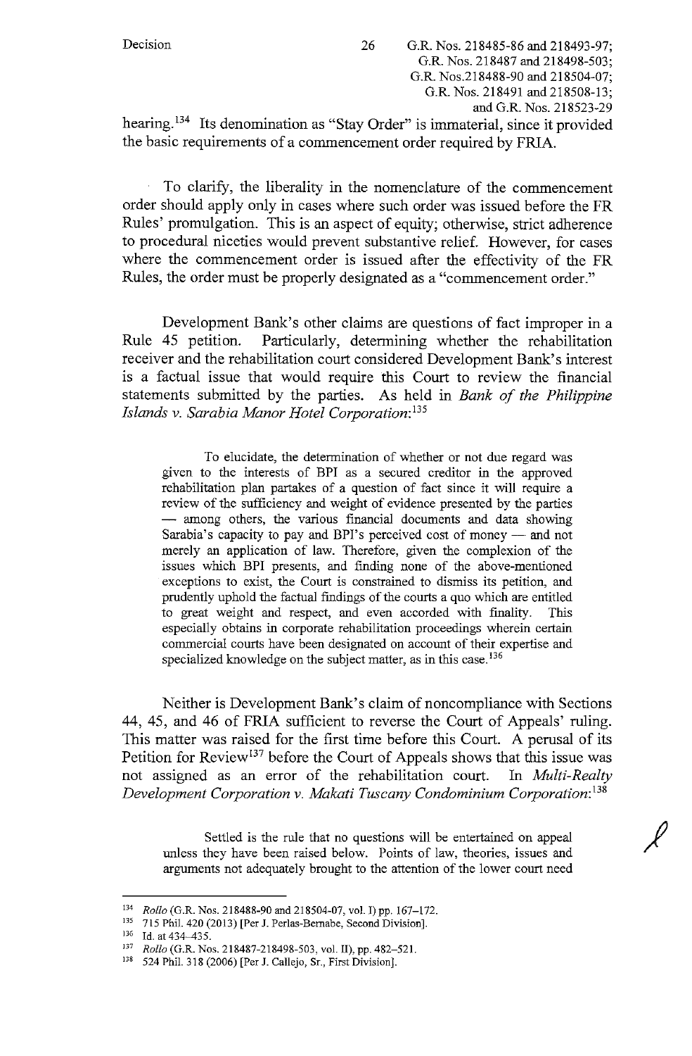hearing.[134] Its denomination as "Stay Order" is immaterial, since it provided the basic requirements of a commencement order required by FRIA.

To clarify, the liberality in the nomenclature of the commencement order should apply only in cases where such order was issued before the FR Rules' promulgation. This is an aspect of equity; otherwise, strict adherence to procedural niceties would prevent substantive relief. However, for cases where the commencement order is issued after the effectivity of the FR Rules, the order must be properly designated as a "commencement order."

Development Bank's other claims are questions of fact improper in a Rule 45 petition. Particularly, determining whether the rehabilitation receiver and the rehabilitation court considered Development Bank's interest is a factual issue that would require this Court to review the financial statements submitted by the parties. As held in *Bank of the Philippine Islands v. Sarabia Manor Hotel Corporation*:[135]

> To elucidate, the determination of whether or not due regard was given to the interests of BPI as a secured creditor in the approved rehabilitation plan partakes of a question of fact since it will require a review of the sufficiency and weight of evidence presented by the parties — among others, the various financial documents and data showing Sarabia's capacity to pay and BPI's perceived cost of money — and not merely an application of law. Therefore, given the complexion of the issues which BPI presents, and finding none of the above-mentioned exceptions to exist, the Court is constrained to dismiss its petition, and prudently uphold the factual findings of the courts a quo which are entitled to great weight and respect, and even accorded with finality. This especially obtains in corporate rehabilitation proceedings wherein certain commercial courts have been designated on account of their expertise and specialized knowledge on the subject matter, as in this case.[136]

Neither is Development Bank's claim of noncompliance with Sections 44, 45, and 46 of FRIA sufficient to reverse the Court of Appeals' ruling. This matter was raised for the first time before this Court. A perusal of its Petition for Review[137] before the Court of Appeals shows that this issue was not assigned as an error of the rehabilitation court. In *Multi-Realty Development Corporation v. Makati Tuscany Condominium Corporation*:[138]

> Settled is the rule that no questions will be entertained on appeal unless they have been raised below. Points of law, theories, issues and arguments not adequately brought to the attention of the lower court need

---

[134] *Rollo* (G.R. Nos. 218488-90 and 218504-07, vol. I) pp. 167–172.

[135] 715 Phil. 420 (2013) [Per J. Perlas-Bernabe, Second Division].

[136] Id. at 434–435.

[137] *Rollo* (G.R. Nos. 218487-218498-503, vol. II), pp. 482–521.

[138] 524 Phil. 318 (2006) [Per J. Callejo, Sr., First Division].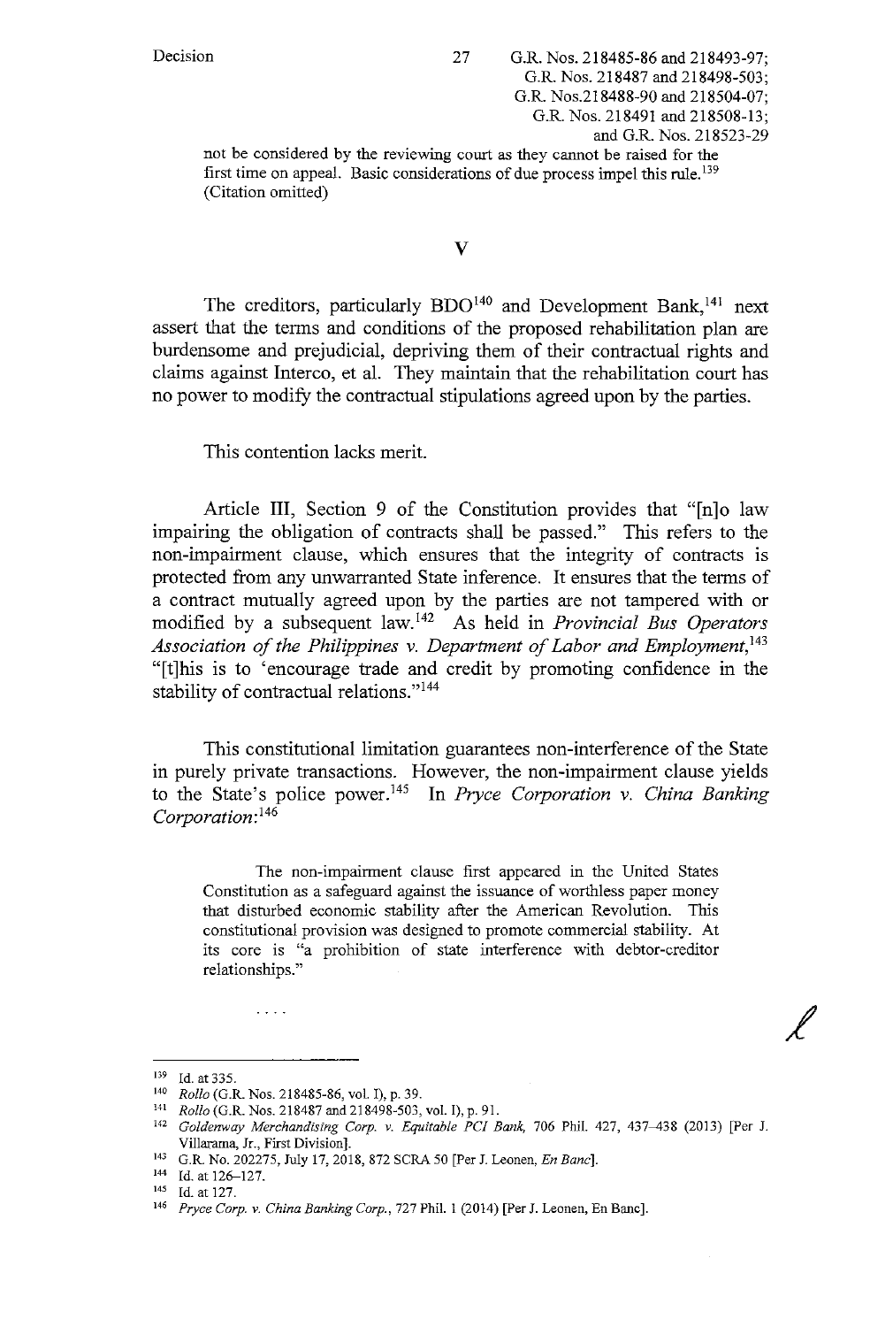not be considered by the reviewing court as they cannot be raised for the first time on appeal. Basic considerations of due process impel this rule.[139] (Citation omitted)

## V

The creditors, particularly BDO[140] and Development Bank,[141] next assert that the terms and conditions of the proposed rehabilitation plan are burdensome and prejudicial, depriving them of their contractual rights and claims against Interco, et al. They maintain that the rehabilitation court has no power to modify the contractual stipulations agreed upon by the parties.

This contention lacks merit.

Article III, Section 9 of the Constitution provides that "[n]o law impairing the obligation of contracts shall be passed." This refers to the non-impairment clause, which ensures that the integrity of contracts is protected from any unwarranted State inference. It ensures that the terms of a contract mutually agreed upon by the parties are not tampered with or modified by a subsequent law.[142] As held in *Provincial Bus Operators Association of the Philippines v. Department of Labor and Employment*,[143] "[t]his is to 'encourage trade and credit by promoting confidence in the stability of contractual relations."[144]

This constitutional limitation guarantees non-interference of the State in purely private transactions. However, the non-impairment clause yields to the State's police power.[145] In *Pryce Corporation v. China Banking Corporation*:[146]

> The non-impairment clause first appeared in the United States Constitution as a safeguard against the issuance of worthless paper money that disturbed economic stability after the American Revolution. This constitutional provision was designed to promote commercial stability. At its core is "a prohibition of state interference with debtor-creditor relationships."
>
> . . . .

---

[139] Id. at 335.

[140] *Rollo* (G.R. Nos. 218485-86, vol. I), p. 39.

[141] *Rollo* (G.R. Nos. 218487 and 218498-503, vol. I), p. 91.

[142] *Goldenway Merchandising Corp. v. Equitable PCI Bank*, 706 Phil. 427, 437–438 (2013) [Per J. Villarama, Jr., First Division].

[143] G.R. No. 202275, July 17, 2018, 872 SCRA 50 [Per J. Leonen, *En Banc*].

[144] Id. at 126–127.

[145] Id. at 127.

[146] *Pryce Corp. v. China Banking Corp.*, 727 Phil. 1 (2014) [Per J. Leonen, En Banc].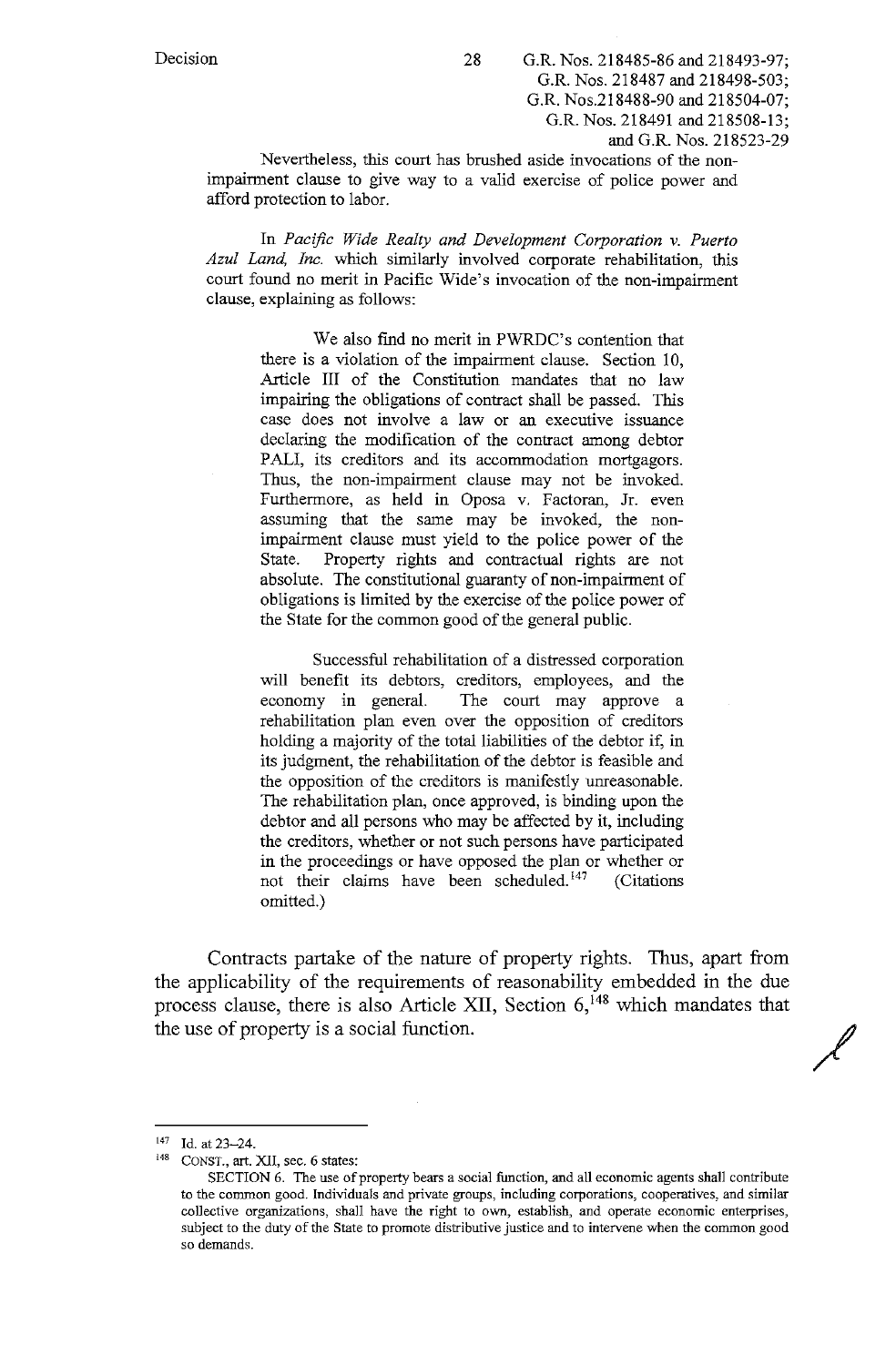Nevertheless, this court has brushed aside invocations of the non-impairment clause to give way to a valid exercise of police power and afford protection to labor.

In *Pacific Wide Realty and Development Corporation v. Puerto Azul Land, Inc.* which similarly involved corporate rehabilitation, this court found no merit in Pacific Wide's invocation of the non-impairment clause, explaining as follows:

> We also find no merit in PWRDC's contention that there is a violation of the impairment clause. Section 10, Article III of the Constitution mandates that no law impairing the obligations of contract shall be passed. This case does not involve a law or an executive issuance declaring the modification of the contract among debtor PALI, its creditors and its accommodation mortgagors. Thus, the non-impairment clause may not be invoked. Furthermore, as held in Oposa v. Factoran, Jr. even assuming that the same may be invoked, the non-impairment clause must yield to the police power of the State. Property rights and contractual rights are not absolute. The constitutional guaranty of non-impairment of obligations is limited by the exercise of the police power of the State for the common good of the general public.
>
> Successful rehabilitation of a distressed corporation will benefit its debtors, creditors, employees, and the economy in general. The court may approve a rehabilitation plan even over the opposition of creditors holding a majority of the total liabilities of the debtor if, in its judgment, the rehabilitation of the debtor is feasible and the opposition of the creditors is manifestly unreasonable. The rehabilitation plan, once approved, is binding upon the debtor and all persons who may be affected by it, including the creditors, whether or not such persons have participated in the proceedings or have opposed the plan or whether or not their claims have been scheduled.[147] (Citations omitted.)

Contracts partake of the nature of property rights. Thus, apart from the applicability of the requirements of reasonability embedded in the due process clause, there is also Article XII, Section 6,[148] which mandates that the use of property is a social function.

---

[147] Id. at 23–24.

[148] CONST., art. XII, sec. 6 states:

SECTION 6. The use of property bears a social function, and all economic agents shall contribute to the common good. Individuals and private groups, including corporations, cooperatives, and similar collective organizations, shall have the right to own, establish, and operate economic enterprises, subject to the duty of the State to promote distributive justice and to intervene when the common good so demands.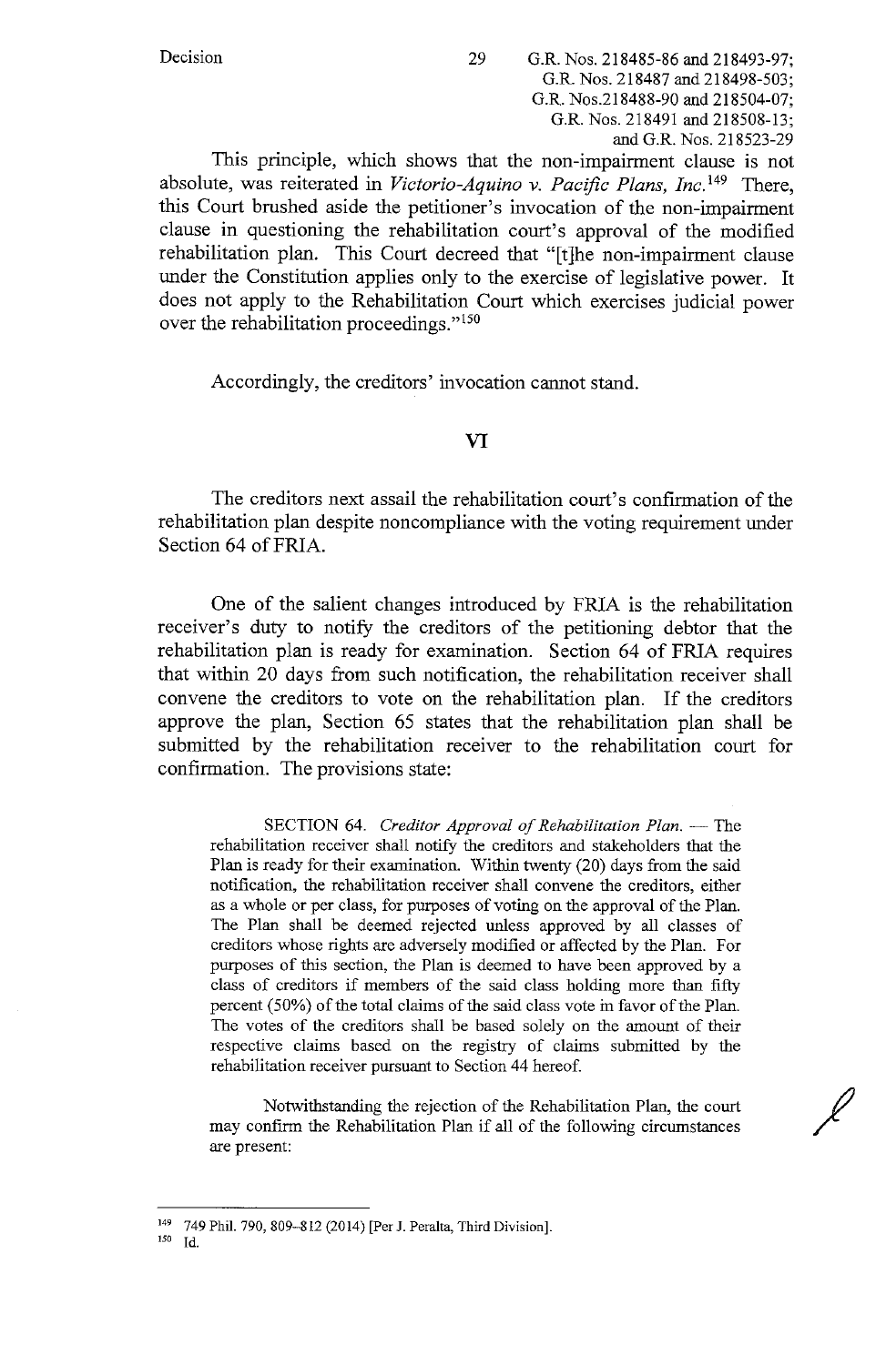This principle, which shows that the non-impairment clause is not absolute, was reiterated in *Victorio-Aquino v. Pacific Plans, Inc.*[149] There, this Court brushed aside the petitioner's invocation of the non-impairment clause in questioning the rehabilitation court's approval of the modified rehabilitation plan. This Court decreed that "[t]he non-impairment clause under the Constitution applies only to the exercise of legislative power. It does not apply to the Rehabilitation Court which exercises judicial power over the rehabilitation proceedings."[150]

Accordingly, the creditors' invocation cannot stand.

## VI

The creditors next assail the rehabilitation court's confirmation of the rehabilitation plan despite noncompliance with the voting requirement under Section 64 of FRIA.

One of the salient changes introduced by FRIA is the rehabilitation receiver's duty to notify the creditors of the petitioning debtor that the rehabilitation plan is ready for examination. Section 64 of FRIA requires that within 20 days from such notification, the rehabilitation receiver shall convene the creditors to vote on the rehabilitation plan. If the creditors approve the plan, Section 65 states that the rehabilitation plan shall be submitted by the rehabilitation receiver to the rehabilitation court for confirmation. The provisions state:

> SECTION 64. *Creditor Approval of Rehabilitation Plan.* — The rehabilitation receiver shall notify the creditors and stakeholders that the Plan is ready for their examination. Within twenty (20) days from the said notification, the rehabilitation receiver shall convene the creditors, either as a whole or per class, for purposes of voting on the approval of the Plan. The Plan shall be deemed rejected unless approved by all classes of creditors whose rights are adversely modified or affected by the Plan. For purposes of this section, the Plan is deemed to have been approved by a class of creditors if members of the said class holding more than fifty percent (50%) of the total claims of the said class vote in favor of the Plan. The votes of the creditors shall be based solely on the amount of their respective claims based on the registry of claims submitted by the rehabilitation receiver pursuant to Section 44 hereof.
>
> Notwithstanding the rejection of the Rehabilitation Plan, the court may confirm the Rehabilitation Plan if all of the following circumstances are present:

---

[149] 749 Phil. 790, 809–812 (2014) [Per J. Peralta, Third Division].

[150] Id.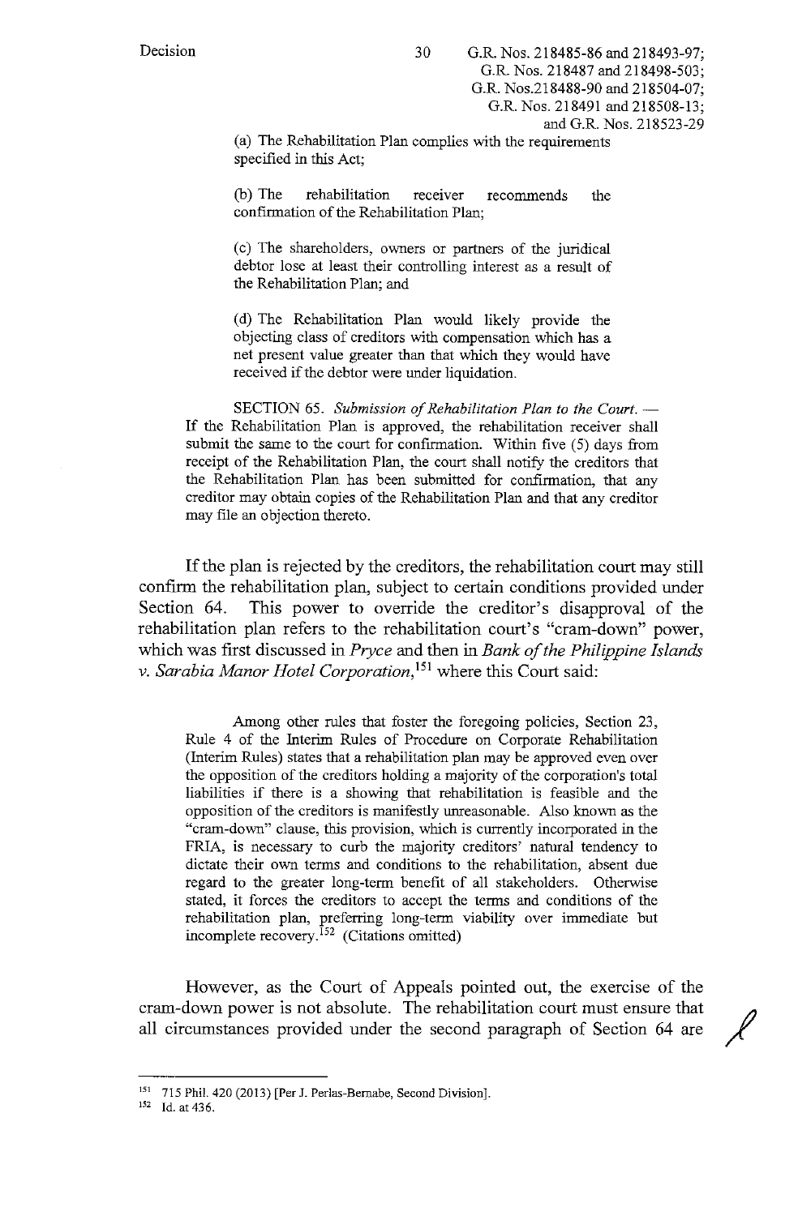(a) The Rehabilitation Plan complies with the requirements specified in this Act;

(b) The rehabilitation receiver recommends the confirmation of the Rehabilitation Plan;

(c) The shareholders, owners or partners of the juridical debtor lose at least their controlling interest as a result of the Rehabilitation Plan; and

(d) The Rehabilitation Plan would likely provide the objecting class of creditors with compensation which has a net present value greater than that which they would have received if the debtor were under liquidation.

SECTION 65. *Submission of Rehabilitation Plan to the Court.* — If the Rehabilitation Plan is approved, the rehabilitation receiver shall submit the same to the court for confirmation. Within five (5) days from receipt of the Rehabilitation Plan, the court shall notify the creditors that the Rehabilitation Plan has been submitted for confirmation, that any creditor may obtain copies of the Rehabilitation Plan and that any creditor may file an objection thereto.

If the plan is rejected by the creditors, the rehabilitation court may still confirm the rehabilitation plan, subject to certain conditions provided under Section 64. This power to override the creditor's disapproval of the rehabilitation plan refers to the rehabilitation court's "cram-down" power, which was first discussed in *Pryce* and then in *Bank of the Philippine Islands v. Sarabia Manor Hotel Corporation*,[151] where this Court said:

> Among other rules that foster the foregoing policies, Section 23, Rule 4 of the Interim Rules of Procedure on Corporate Rehabilitation (Interim Rules) states that a rehabilitation plan may be approved even over the opposition of the creditors holding a majority of the corporation's total liabilities if there is a showing that rehabilitation is feasible and the opposition of the creditors is manifestly unreasonable. Also known as the "cram-down" clause, this provision, which is currently incorporated in the FRIA, is necessary to curb the majority creditors' natural tendency to dictate their own terms and conditions to the rehabilitation, absent due regard to the greater long-term benefit of all stakeholders. Otherwise stated, it forces the creditors to accept the terms and conditions of the rehabilitation plan, preferring long-term viability over immediate but incomplete recovery.[152] (Citations omitted)

However, as the Court of Appeals pointed out, the exercise of the cram-down power is not absolute. The rehabilitation court must ensure that all circumstances provided under the second paragraph of Section 64 are

---

[151] 715 Phil. 420 (2013) [Per J. Perlas-Bernabe, Second Division].

[152] Id. at 436.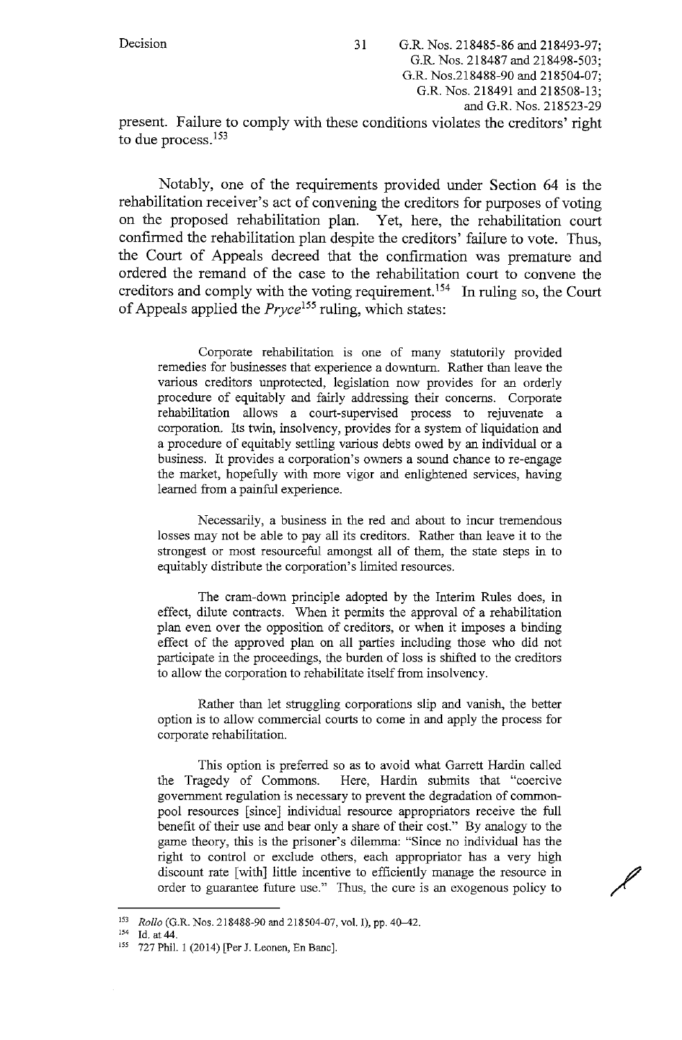present. Failure to comply with these conditions violates the creditors' right to due process.[153]

Notably, one of the requirements provided under Section 64 is the rehabilitation receiver's act of convening the creditors for purposes of voting on the proposed rehabilitation plan. Yet, here, the rehabilitation court confirmed the rehabilitation plan despite the creditors' failure to vote. Thus, the Court of Appeals decreed that the confirmation was premature and ordered the remand of the case to the rehabilitation court to convene the creditors and comply with the voting requirement.[154] In ruling so, the Court of Appeals applied the *Pryce*[155] ruling, which states:

> Corporate rehabilitation is one of many statutorily provided remedies for businesses that experience a downturn. Rather than leave the various creditors unprotected, legislation now provides for an orderly procedure of equitably and fairly addressing their concerns. Corporate rehabilitation allows a court-supervised process to rejuvenate a corporation. Its twin, insolvency, provides for a system of liquidation and a procedure of equitably settling various debts owed by an individual or a business. It provides a corporation's owners a sound chance to re-engage the market, hopefully with more vigor and enlightened services, having learned from a painful experience.
>
> Necessarily, a business in the red and about to incur tremendous losses may not be able to pay all its creditors. Rather than leave it to the strongest or most resourceful amongst all of them, the state steps in to equitably distribute the corporation's limited resources.
>
> The cram-down principle adopted by the Interim Rules does, in effect, dilute contracts. When it permits the approval of a rehabilitation plan even over the opposition of creditors, or when it imposes a binding effect of the approved plan on all parties including those who did not participate in the proceedings, the burden of loss is shifted to the creditors to allow the corporation to rehabilitate itself from insolvency.
>
> Rather than let struggling corporations slip and vanish, the better option is to allow commercial courts to come in and apply the process for corporate rehabilitation.
>
> This option is preferred so as to avoid what Garrett Hardin called the Tragedy of Commons. Here, Hardin submits that "coercive government regulation is necessary to prevent the degradation of common-pool resources [since] individual resource appropriators receive the full benefit of their use and bear only a share of their cost." By analogy to the game theory, this is the prisoner's dilemma: "Since no individual has the right to control or exclude others, each appropriator has a very high discount rate [with] little incentive to efficiently manage the resource in order to guarantee future use." Thus, the cure is an exogenous policy to

---

[153] *Rollo* (G.R. Nos. 218488-90 and 218504-07, vol. I), pp. 40–42.

[154] Id. at 44.

[155] 727 Phil. 1 (2014) [Per J. Leonen, En Banc].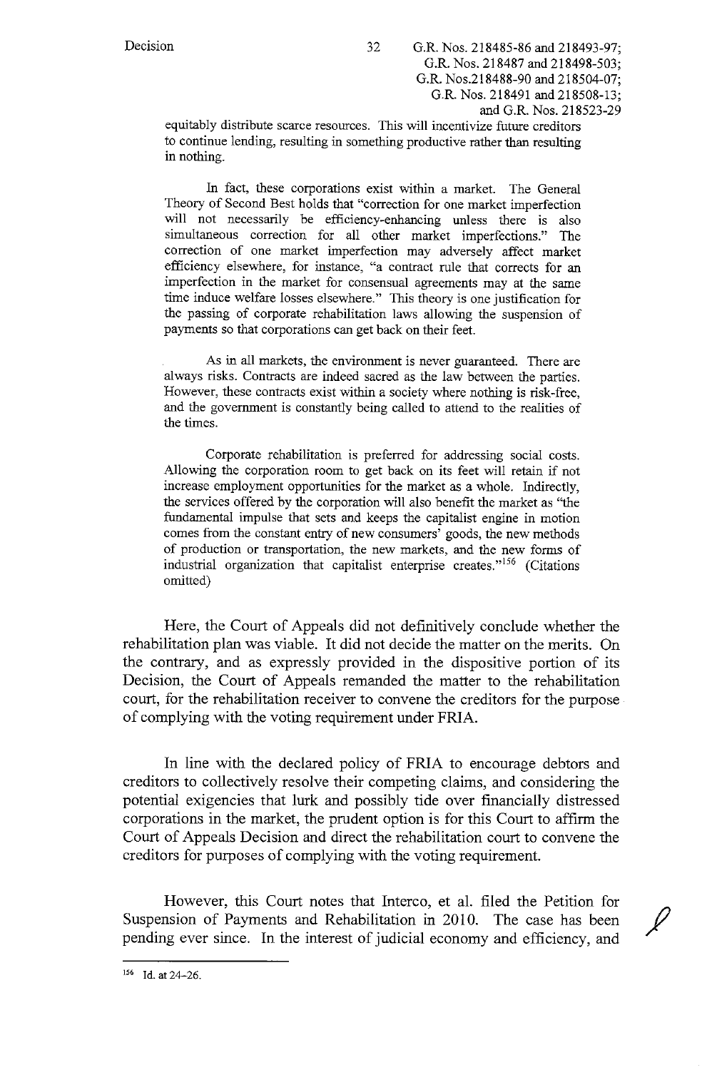equitably distribute scarce resources. This will incentivize future creditors to continue lending, resulting in something productive rather than resulting in nothing.

> In fact, these corporations exist within a market. The General Theory of Second Best holds that "correction for one market imperfection will not necessarily be efficiency-enhancing unless there is also simultaneous correction for all other market imperfections." The correction of one market imperfection may adversely affect market efficiency elsewhere, for instance, "a contract rule that corrects for an imperfection in the market for consensual agreements may at the same time induce welfare losses elsewhere." This theory is one justification for the passing of corporate rehabilitation laws allowing the suspension of payments so that corporations can get back on their feet.
>
> As in all markets, the environment is never guaranteed. There are always risks. Contracts are indeed sacred as the law between the parties. However, these contracts exist within a society where nothing is risk-free, and the government is constantly being called to attend to the realities of the times.
>
> Corporate rehabilitation is preferred for addressing social costs. Allowing the corporation room to get back on its feet will retain if not increase employment opportunities for the market as a whole. Indirectly, the services offered by the corporation will also benefit the market as "the fundamental impulse that sets and keeps the capitalist engine in motion comes from the constant entry of new consumers' goods, the new methods of production or transportation, the new markets, and the new forms of industrial organization that capitalist enterprise creates."[156] (Citations omitted)

Here, the Court of Appeals did not definitively conclude whether the rehabilitation plan was viable. It did not decide the matter on the merits. On the contrary, and as expressly provided in the dispositive portion of its Decision, the Court of Appeals remanded the matter to the rehabilitation court, for the rehabilitation receiver to convene the creditors for the purpose of complying with the voting requirement under FRIA.

In line with the declared policy of FRIA to encourage debtors and creditors to collectively resolve their competing claims, and considering the potential exigencies that lurk and possibly tide over financially distressed corporations in the market, the prudent option is for this Court to affirm the Court of Appeals Decision and direct the rehabilitation court to convene the creditors for purposes of complying with the voting requirement.

However, this Court notes that Interco, et al. filed the Petition for Suspension of Payments and Rehabilitation in 2010. The case has been pending ever since. In the interest of judicial economy and efficiency, and

---

[156] Id. at 24–26.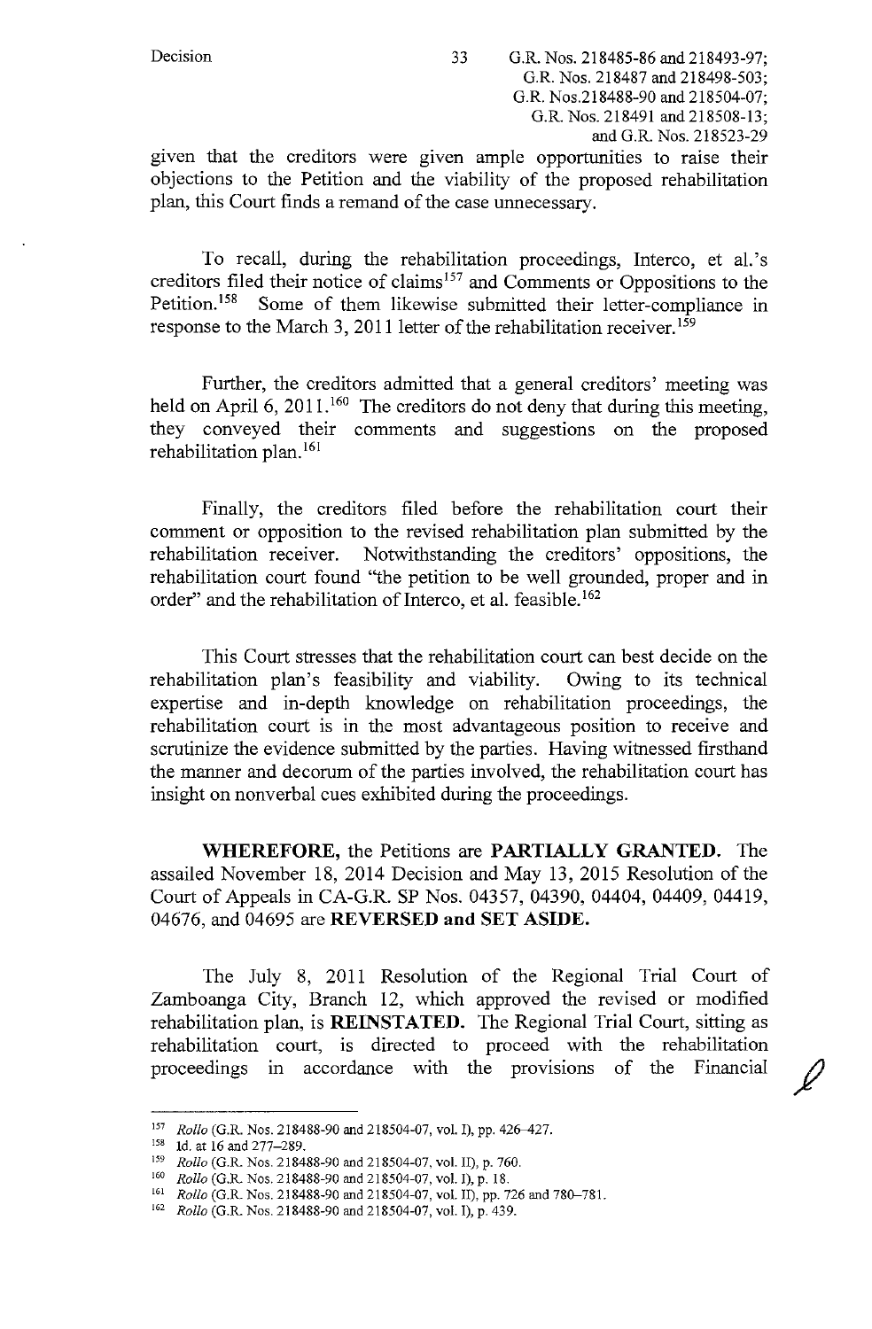given that the creditors were given ample opportunities to raise their objections to the Petition and the viability of the proposed rehabilitation plan, this Court finds a remand of the case unnecessary.

To recall, during the rehabilitation proceedings, Interco, et al.'s creditors filed their notice of claims[157] and Comments or Oppositions to the Petition.[158] Some of them likewise submitted their letter-compliance in response to the March 3, 2011 letter of the rehabilitation receiver.[159]

Further, the creditors admitted that a general creditors' meeting was held on April 6, 2011.[160] The creditors do not deny that during this meeting, they conveyed their comments and suggestions on the proposed rehabilitation plan.[161]

Finally, the creditors filed before the rehabilitation court their comment or opposition to the revised rehabilitation plan submitted by the rehabilitation receiver. Notwithstanding the creditors' oppositions, the rehabilitation court found "the petition to be well grounded, proper and in order" and the rehabilitation of Interco, et al. feasible.[162]

This Court stresses that the rehabilitation court can best decide on the rehabilitation plan's feasibility and viability. Owing to its technical expertise and in-depth knowledge on rehabilitation proceedings, the rehabilitation court is in the most advantageous position to receive and scrutinize the evidence submitted by the parties. Having witnessed firsthand the manner and decorum of the parties involved, the rehabilitation court has insight on nonverbal cues exhibited during the proceedings.

**WHEREFORE,** the Petitions are **PARTIALLY GRANTED.** The assailed November 18, 2014 Decision and May 13, 2015 Resolution of the Court of Appeals in CA-G.R. SP Nos. 04357, 04390, 04404, 04409, 04419, 04676, and 04695 are **REVERSED and SET ASIDE.**

The July 8, 2011 Resolution of the Regional Trial Court of Zamboanga City, Branch 12, which approved the revised or modified rehabilitation plan, is **REINSTATED.** The Regional Trial Court, sitting as rehabilitation court, is directed to proceed with the rehabilitation proceedings in accordance with the provisions of the Financial

---

[157] *Rollo* (G.R. Nos. 218488-90 and 218504-07, vol. I), pp. 426–427.

[158] Id. at 16 and 277–289.

[159] *Rollo* (G.R. Nos. 218488-90 and 218504-07, vol. II), p. 760.

[160] *Rollo* (G.R. Nos. 218488-90 and 218504-07, vol. I), p. 18.

[161] *Rollo* (G.R. Nos. 218488-90 and 218504-07, vol. II), pp. 726 and 780–781.

[162] *Rollo* (G.R. Nos. 218488-90 and 218504-07, vol. I), p. 439.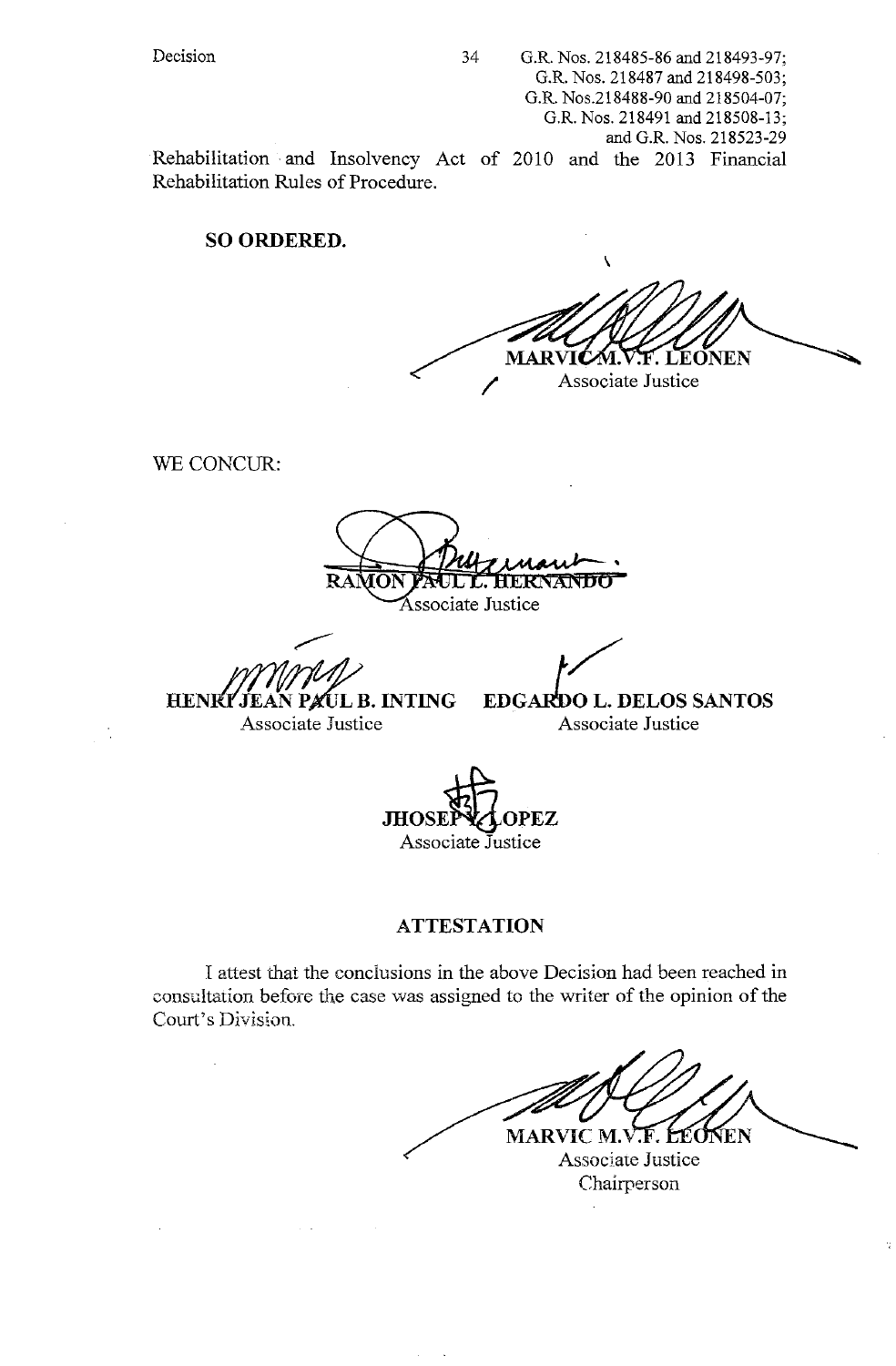Rehabilitation and Insolvency Act of 2010 and the 2013 Financial Rehabilitation Rules of Procedure.

**SO ORDERED.**

**MARVIC M.V.F. LEONEN**
Associate Justice

WE CONCUR:

**RAMON PAUL L. HERNANDO**
Associate Justice

**HENRI JEAN PAUL B. INTING**
Associate Justice

**EDGARDO L. DELOS SANTOS**
Associate Justice

**JHOSEP Y. LOPEZ**
Associate Justice

## ATTESTATION

I attest that the conclusions in the above Decision had been reached in consultation before the case was assigned to the writer of the opinion of the Court's Division.

**MARVIC M.V.F. LEONEN**
Associate Justice
Chairperson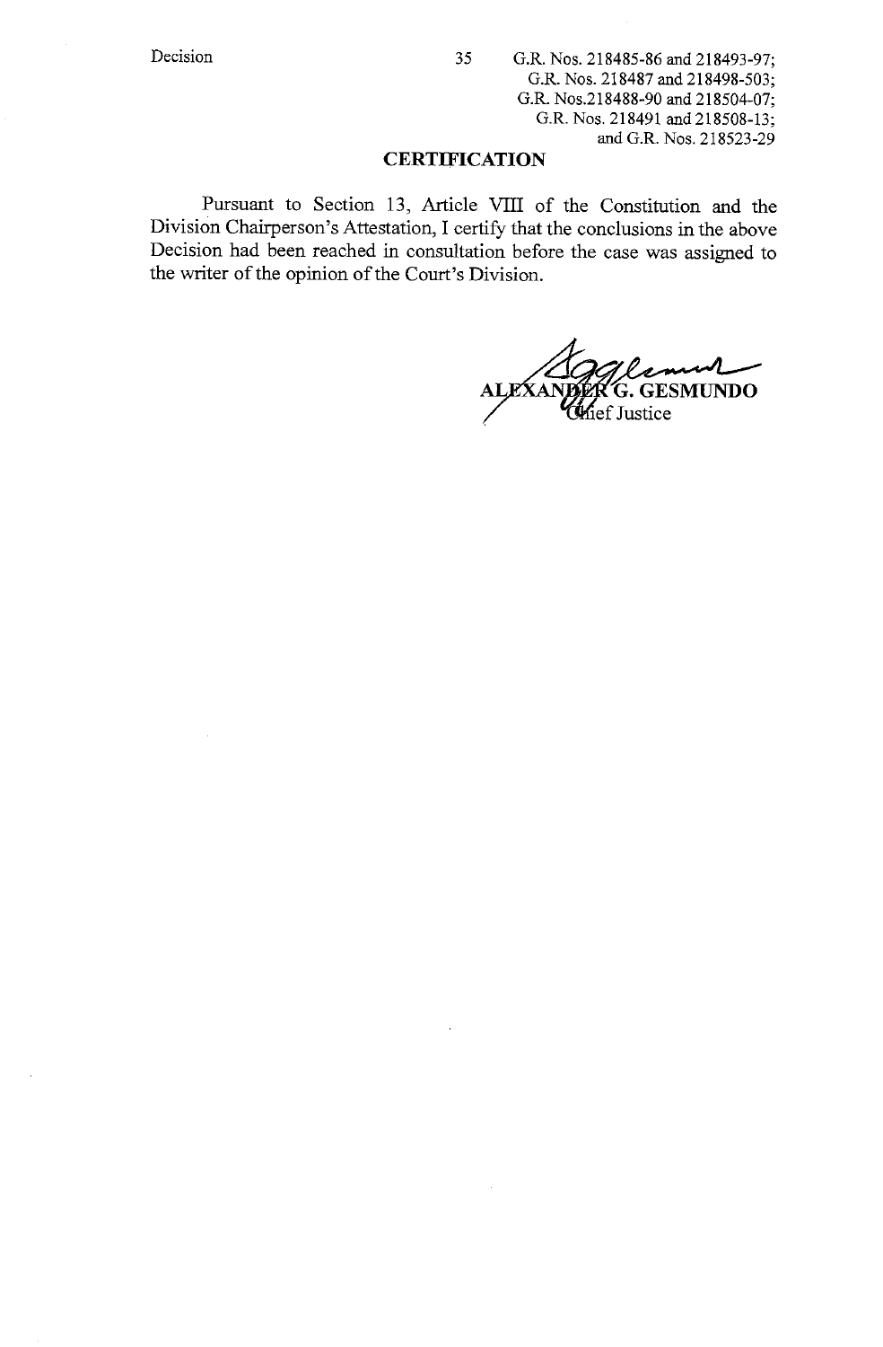## CERTIFICATION

Pursuant to Section 13, Article VIII of the Constitution and the Division Chairperson's Attestation, I certify that the conclusions in the above Decision had been reached in consultation before the case was assigned to the writer of the opinion of the Court's Division.

**ALEXANDER G. GESMUNDO**
Chief Justice